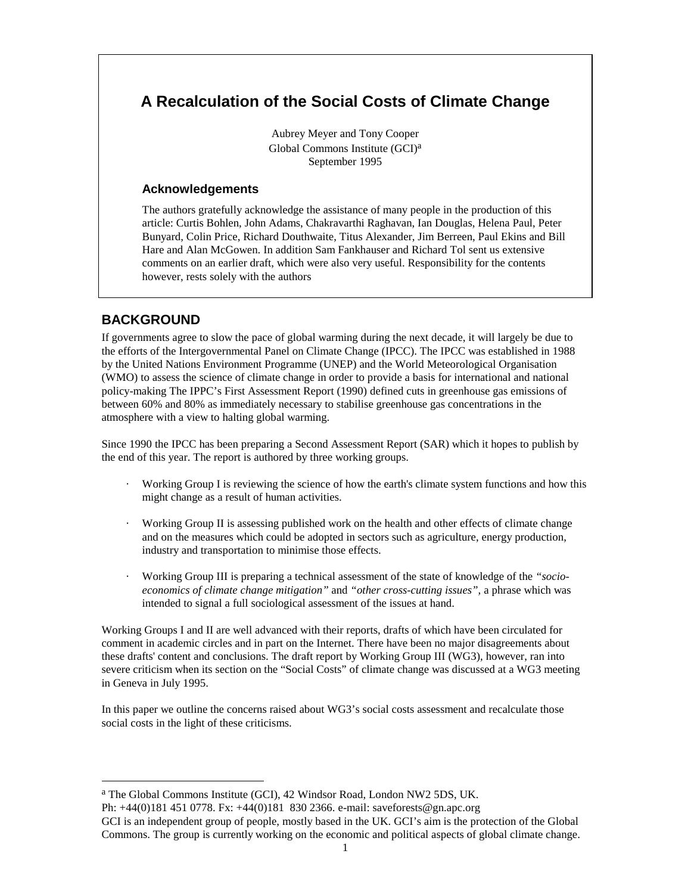# A Recalculation of the Social Costs of Climate Change

Aubrey Meyer and Tony Cooper
Global Commons Institute (GCI)[a]
September 1995

### Acknowledgements

The authors gratefully acknowledge the assistance of many people in the production of this article: Curtis Bohlen, John Adams, Chakravarthi Raghavan, Ian Douglas, Helena Paul, Peter Bunyard, Colin Price, Richard Douthwaite, Titus Alexander, Jim Berreen, Paul Ekins and Bill Hare and Alan McGowen. In addition Sam Fankhauser and Richard Tol sent us extensive comments on an earlier draft, which were also very useful. Responsibility for the contents however, rests solely with the authors

## BACKGROUND

If governments agree to slow the pace of global warming during the next decade, it will largely be due to the efforts of the Intergovernmental Panel on Climate Change (IPCC). The IPCC was established in 1988 by the United Nations Environment Programme (UNEP) and the World Meteorological Organisation (WMO) to assess the science of climate change in order to provide a basis for international and national policy-making The IPPC's First Assessment Report (1990) defined cuts in greenhouse gas emissions of between 60% and 80% as immediately necessary to stabilise greenhouse gas concentrations in the atmosphere with a view to halting global warming.

Since 1990 the IPCC has been preparing a Second Assessment Report (SAR) which it hopes to publish by the end of this year. The report is authored by three working groups.

- Working Group I is reviewing the science of how the earth's climate system functions and how this might change as a result of human activities.
- Working Group II is assessing published work on the health and other effects of climate change and on the measures which could be adopted in sectors such as agriculture, energy production, industry and transportation to minimise those effects.
- Working Group III is preparing a technical assessment of the state of knowledge of the *"socio-economics of climate change mitigation"* and *"other cross-cutting issues",* a phrase which was intended to signal a full sociological assessment of the issues at hand.

Working Groups I and II are well advanced with their reports, drafts of which have been circulated for comment in academic circles and in part on the Internet. There have been no major disagreements about these drafts' content and conclusions. The draft report by Working Group III (WG3), however, ran into severe criticism when its section on the "Social Costs" of climate change was discussed at a WG3 meeting in Geneva in July 1995.

In this paper we outline the concerns raised about WG3's social costs assessment and recalculate those social costs in the light of these criticisms.

---

[a] The Global Commons Institute (GCI), 42 Windsor Road, London NW2 5DS, UK.
Ph: +44(0)181 451 0778. Fx: +44(0)181 830 2366. e-mail: saveforests@gn.apc.org
GCI is an independent group of people, mostly based in the UK. GCI's aim is the protection of the Global Commons. The group is currently working on the economic and political aspects of global climate change.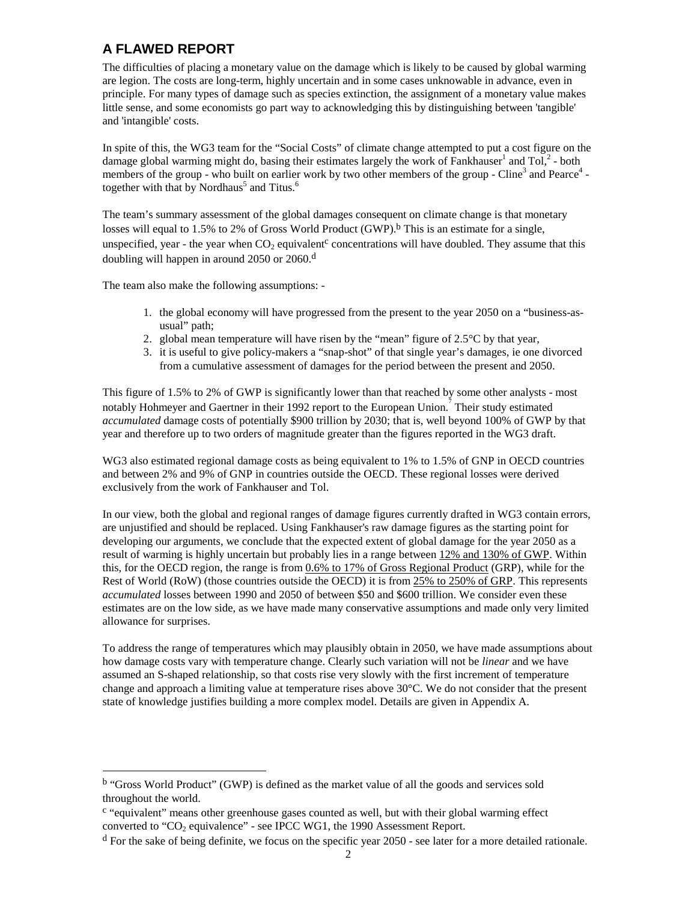## A FLAWED REPORT

The difficulties of placing a monetary value on the damage which is likely to be caused by global warming are legion. The costs are long-term, highly uncertain and in some cases unknowable in advance, even in principle. For many types of damage such as species extinction, the assignment of a monetary value makes little sense, and some economists go part way to acknowledging this by distinguishing between 'tangible' and 'intangible' costs.

In spite of this, the WG3 team for the "Social Costs" of climate change attempted to put a cost figure on the damage global warming might do, basing their estimates largely the work of Fankhauser[1] and Tol,[2] - both members of the group - who built on earlier work by two other members of the group - Cline[3] and Pearce[4] - together with that by Nordhaus[5] and Titus.[6]

The team's summary assessment of the global damages consequent on climate change is that monetary losses will equal to 1.5% to 2% of Gross World Product (GWP).[b] This is an estimate for a single, unspecified, year - the year when $CO_2$ equivalent[c] concentrations will have doubled. They assume that this doubling will happen in around 2050 or 2060.[d]

The team also make the following assumptions: -

1. the global economy will have progressed from the present to the year 2050 on a "business-as-usual" path;
2. global mean temperature will have risen by the "mean" figure of 2.5°C by that year,
3. it is useful to give policy-makers a "snap-shot" of that single year's damages, ie one divorced from a cumulative assessment of damages for the period between the present and 2050.

This figure of 1.5% to 2% of GWP is significantly lower than that reached by some other analysts - most notably Hohmeyer and Gaertner in their 1992 report to the European Union.[7] Their study estimated *accumulated* damage costs of potentially $900 trillion by 2030; that is, well beyond 100% of GWP by that year and therefore up to two orders of magnitude greater than the figures reported in the WG3 draft.

WG3 also estimated regional damage costs as being equivalent to 1% to 1.5% of GNP in OECD countries and between 2% and 9% of GNP in countries outside the OECD. These regional losses were derived exclusively from the work of Fankhauser and Tol.

In our view, both the global and regional ranges of damage figures currently drafted in WG3 contain errors, are unjustified and should be replaced. Using Fankhauser's raw damage figures as the starting point for developing our arguments, we conclude that the expected extent of global damage for the year 2050 as a result of warming is highly uncertain but probably lies in a range between 12% and 130% of GWP. Within this, for the OECD region, the range is from 0.6% to 17% of Gross Regional Product (GRP), while for the Rest of World (RoW) (those countries outside the OECD) it is from 25% to 250% of GRP. This represents *accumulated* losses between 1990 and 2050 of between $50 and $600 trillion. We consider even these estimates are on the low side, as we have made many conservative assumptions and made only very limited allowance for surprises.

To address the range of temperatures which may plausibly obtain in 2050, we have made assumptions about how damage costs vary with temperature change. Clearly such variation will not be *linear* and we have assumed an S-shaped relationship, so that costs rise very slowly with the first increment of temperature change and approach a limiting value at temperature rises above 30°C. We do not consider that the present state of knowledge justifies building a more complex model. Details are given in Appendix A.

---

[b] "Gross World Product" (GWP) is defined as the market value of all the goods and services sold throughout the world.

[c] "equivalent" means other greenhouse gases counted as well, but with their global warming effect converted to "$CO_2$ equivalence" - see IPCC WG1, the 1990 Assessment Report.

[d] For the sake of being definite, we focus on the specific year 2050 - see later for a more detailed rationale.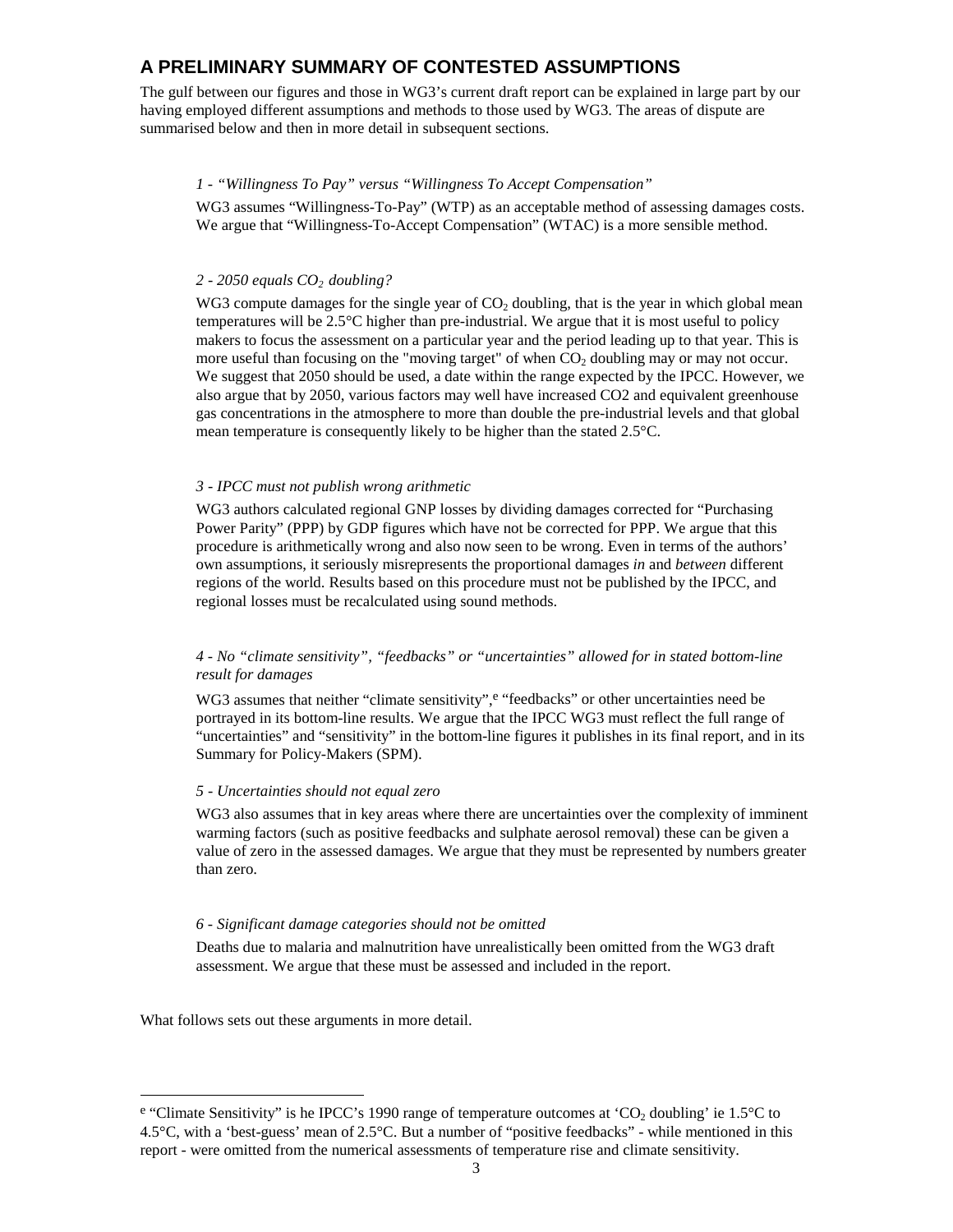## A PRELIMINARY SUMMARY OF CONTESTED ASSUMPTIONS

The gulf between our figures and those in WG3's current draft report can be explained in large part by our having employed different assumptions and methods to those used by WG3. The areas of dispute are summarised below and then in more detail in subsequent sections.

*1 - "Willingness To Pay" versus "Willingness To Accept Compensation"*

WG3 assumes "Willingness-To-Pay" (WTP) as an acceptable method of assessing damages costs. We argue that "Willingness-To-Accept Compensation" (WTAC) is a more sensible method.

*2 - 2050 equals $CO_2$ doubling?*

WG3 compute damages for the single year of $CO_2$ doubling, that is the year in which global mean temperatures will be 2.5°C higher than pre-industrial. We argue that it is most useful to policy makers to focus the assessment on a particular year and the period leading up to that year. This is more useful than focusing on the "moving target" of when $CO_2$ doubling may or may not occur. We suggest that 2050 should be used, a date within the range expected by the IPCC. However, we also argue that by 2050, various factors may well have increased CO2 and equivalent greenhouse gas concentrations in the atmosphere to more than double the pre-industrial levels and that global mean temperature is consequently likely to be higher than the stated 2.5°C.

*3 - IPCC must not publish wrong arithmetic*

WG3 authors calculated regional GNP losses by dividing damages corrected for "Purchasing Power Parity" (PPP) by GDP figures which have not be corrected for PPP. We argue that this procedure is arithmetically wrong and also now seen to be wrong. Even in terms of the authors' own assumptions, it seriously misrepresents the proportional damages *in* and *between* different regions of the world. Results based on this procedure must not be published by the IPCC, and regional losses must be recalculated using sound methods.

*4 - No "climate sensitivity", "feedbacks" or "uncertainties" allowed for in stated bottom-line result for damages*

WG3 assumes that neither "climate sensitivity",[e] "feedbacks" or other uncertainties need be portrayed in its bottom-line results. We argue that the IPCC WG3 must reflect the full range of "uncertainties" and "sensitivity" in the bottom-line figures it publishes in its final report, and in its Summary for Policy-Makers (SPM).

*5 - Uncertainties should not equal zero*

WG3 also assumes that in key areas where there are uncertainties over the complexity of imminent warming factors (such as positive feedbacks and sulphate aerosol removal) these can be given a value of zero in the assessed damages. We argue that they must be represented by numbers greater than zero.

*6 - Significant damage categories should not be omitted*

Deaths due to malaria and malnutrition have unrealistically been omitted from the WG3 draft assessment. We argue that these must be assessed and included in the report.

What follows sets out these arguments in more detail.

---

[e] "Climate Sensitivity" is he IPCC's 1990 range of temperature outcomes at '$CO_2$ doubling' ie 1.5°C to 4.5°C, with a 'best-guess' mean of 2.5°C. But a number of "positive feedbacks" - while mentioned in this report - were omitted from the numerical assessments of temperature rise and climate sensitivity.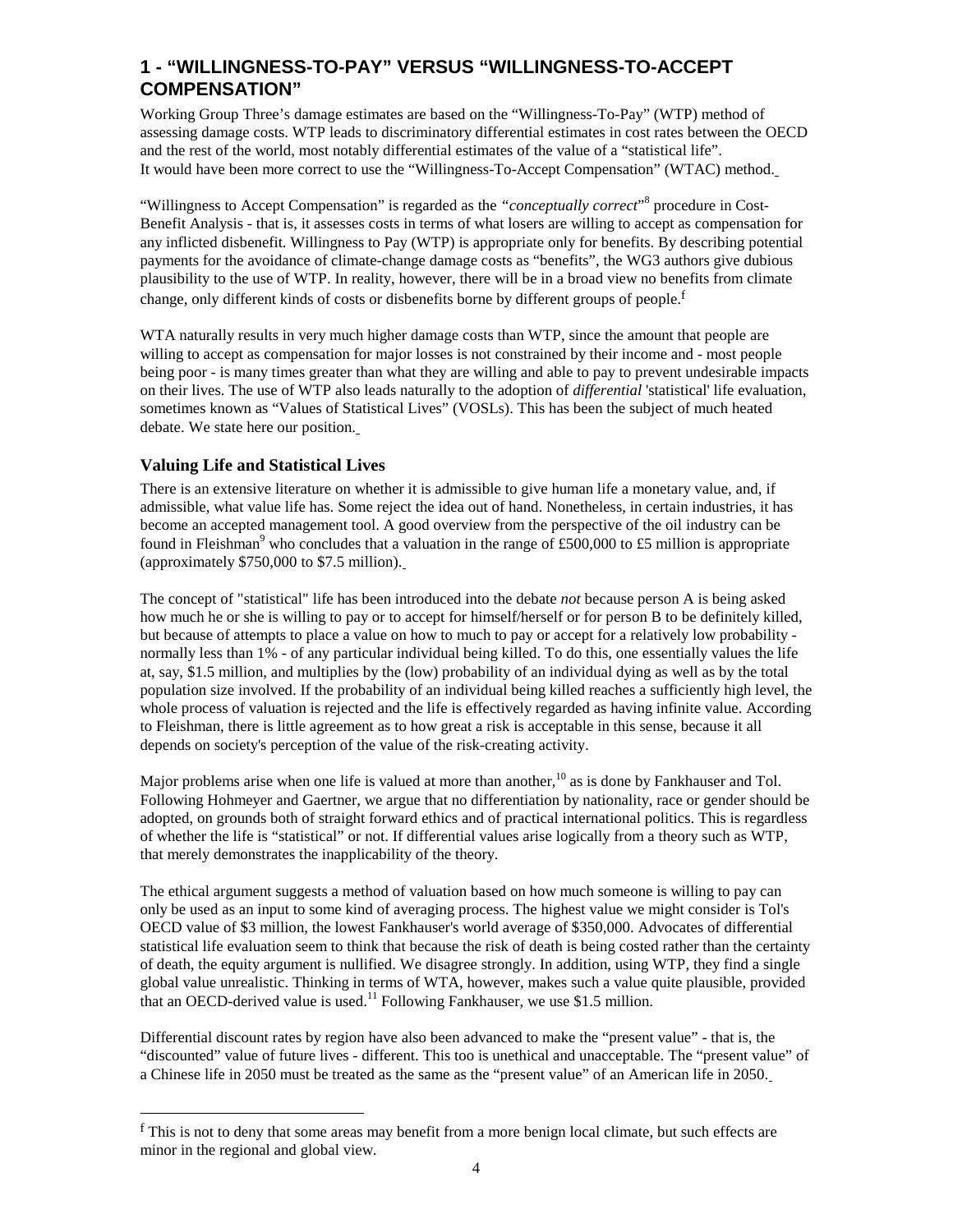## 1 - "WILLINGNESS-TO-PAY" VERSUS "WILLINGNESS-TO-ACCEPT COMPENSATION"

Working Group Three's damage estimates are based on the "Willingness-To-Pay" (WTP) method of assessing damage costs. WTP leads to discriminatory differential estimates in cost rates between the OECD and the rest of the world, most notably differential estimates of the value of a "statistical life". It would have been more correct to use the "Willingness-To-Accept Compensation" (WTAC) method.

"Willingness to Accept Compensation" is regarded as the *"conceptually correct"*[8] procedure in Cost-Benefit Analysis - that is, it assesses costs in terms of what losers are willing to accept as compensation for any inflicted disbenefit. Willingness to Pay (WTP) is appropriate only for benefits. By describing potential payments for the avoidance of climate-change damage costs as "benefits", the WG3 authors give dubious plausibility to the use of WTP. In reality, however, there will be in a broad view no benefits from climate change, only different kinds of costs or disbenefits borne by different groups of people.[f]

WTA naturally results in very much higher damage costs than WTP, since the amount that people are willing to accept as compensation for major losses is not constrained by their income and - most people being poor - is many times greater than what they are willing and able to pay to prevent undesirable impacts on their lives. The use of WTP also leads naturally to the adoption of *differential* 'statistical' life evaluation, sometimes known as "Values of Statistical Lives" (VOSLs). This has been the subject of much heated debate. We state here our position.

### Valuing Life and Statistical Lives

There is an extensive literature on whether it is admissible to give human life a monetary value, and, if admissible, what value life has. Some reject the idea out of hand. Nonetheless, in certain industries, it has become an accepted management tool. A good overview from the perspective of the oil industry can be found in Fleishman[9] who concludes that a valuation in the range of £500,000 to £5 million is appropriate (approximately \$750,000 to \$7.5 million).

The concept of "statistical" life has been introduced into the debate *not* because person A is being asked how much he or she is willing to pay or to accept for himself/herself or for person B to be definitely killed, but because of attempts to place a value on how to much to pay or accept for a relatively low probability - normally less than 1% - of any particular individual being killed. To do this, one essentially values the life at, say, \$1.5 million, and multiplies by the (low) probability of an individual dying as well as by the total population size involved. If the probability of an individual being killed reaches a sufficiently high level, the whole process of valuation is rejected and the life is effectively regarded as having infinite value. According to Fleishman, there is little agreement as to how great a risk is acceptable in this sense, because it all depends on society's perception of the value of the risk-creating activity.

Major problems arise when one life is valued at more than another,[10] as is done by Fankhauser and Tol. Following Hohmeyer and Gaertner, we argue that no differentiation by nationality, race or gender should be adopted, on grounds both of straight forward ethics and of practical international politics. This is regardless of whether the life is "statistical" or not. If differential values arise logically from a theory such as WTP, that merely demonstrates the inapplicability of the theory.

The ethical argument suggests a method of valuation based on how much someone is willing to pay can only be used as an input to some kind of averaging process. The highest value we might consider is Tol's OECD value of \$3 million, the lowest Fankhauser's world average of \$350,000. Advocates of differential statistical life evaluation seem to think that because the risk of death is being costed rather than the certainty of death, the equity argument is nullified. We disagree strongly. In addition, using WTP, they find a single global value unrealistic. Thinking in terms of WTA, however, makes such a value quite plausible, provided that an OECD-derived value is used.[11] Following Fankhauser, we use \$1.5 million.

Differential discount rates by region have also been advanced to make the "present value" - that is, the "discounted" value of future lives - different. This too is unethical and unacceptable. The "present value" of a Chinese life in 2050 must be treated as the same as the "present value" of an American life in 2050.

[f] This is not to deny that some areas may benefit from a more benign local climate, but such effects are minor in the regional and global view.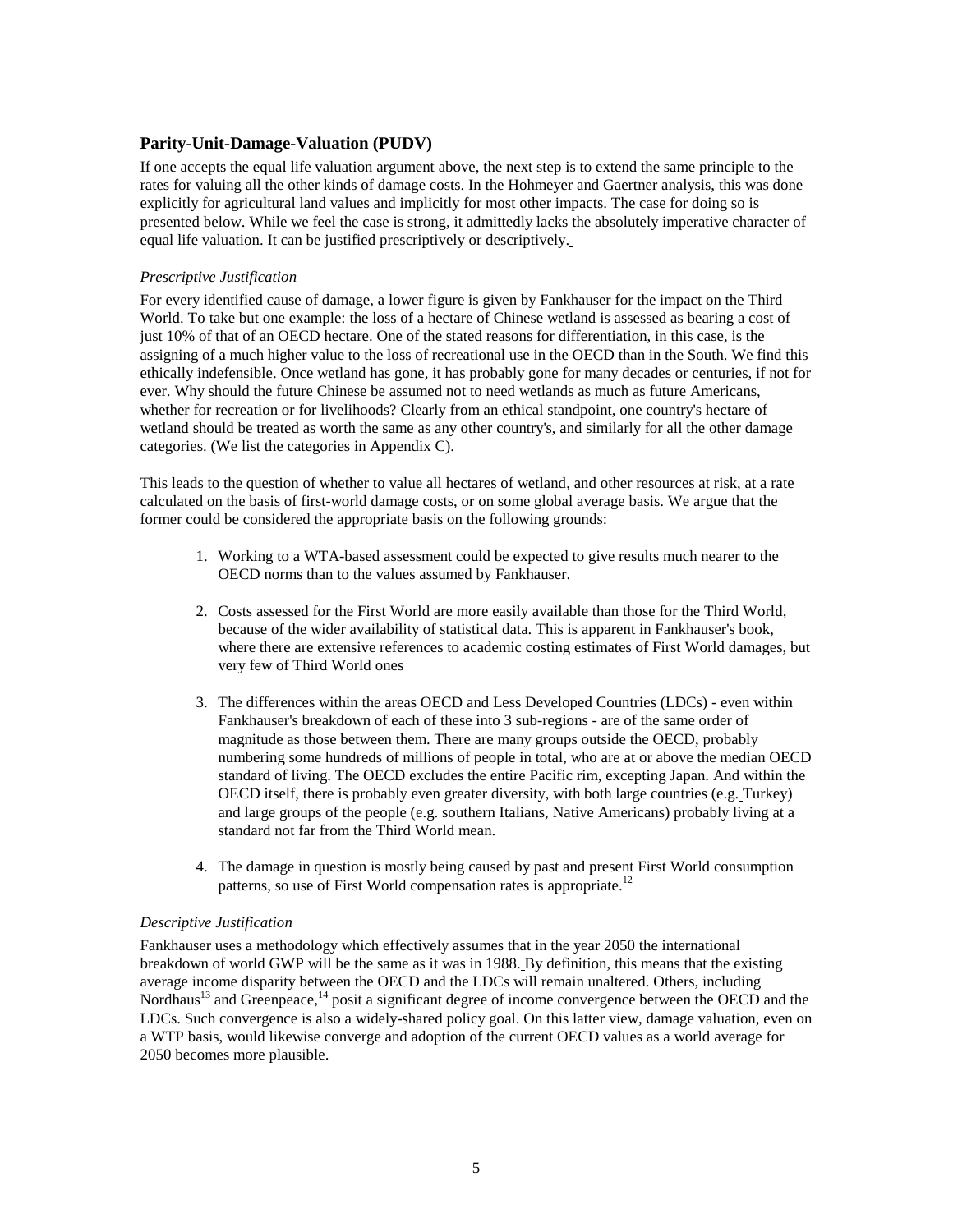## Parity-Unit-Damage-Valuation (PUDV)

If one accepts the equal life valuation argument above, the next step is to extend the same principle to the rates for valuing all the other kinds of damage costs. In the Hohmeyer and Gaertner analysis, this was done explicitly for agricultural land values and implicitly for most other impacts. The case for doing so is presented below. While we feel the case is strong, it admittedly lacks the absolutely imperative character of equal life valuation. It can be justified prescriptively or descriptively.

### *Prescriptive Justification*

For every identified cause of damage, a lower figure is given by Fankhauser for the impact on the Third World. To take but one example: the loss of a hectare of Chinese wetland is assessed as bearing a cost of just 10% of that of an OECD hectare. One of the stated reasons for differentiation, in this case, is the assigning of a much higher value to the loss of recreational use in the OECD than in the South. We find this ethically indefensible. Once wetland has gone, it has probably gone for many decades or centuries, if not for ever. Why should the future Chinese be assumed not to need wetlands as much as future Americans, whether for recreation or for livelihoods? Clearly from an ethical standpoint, one country's hectare of wetland should be treated as worth the same as any other country's, and similarly for all the other damage categories. (We list the categories in Appendix C).

This leads to the question of whether to value all hectares of wetland, and other resources at risk, at a rate calculated on the basis of first-world damage costs, or on some global average basis. We argue that the former could be considered the appropriate basis on the following grounds:

1. Working to a WTA-based assessment could be expected to give results much nearer to the OECD norms than to the values assumed by Fankhauser.

2. Costs assessed for the First World are more easily available than those for the Third World, because of the wider availability of statistical data. This is apparent in Fankhauser's book, where there are extensive references to academic costing estimates of First World damages, but very few of Third World ones

3. The differences within the areas OECD and Less Developed Countries (LDCs) - even within Fankhauser's breakdown of each of these into 3 sub-regions - are of the same order of magnitude as those between them. There are many groups outside the OECD, probably numbering some hundreds of millions of people in total, who are at or above the median OECD standard of living. The OECD excludes the entire Pacific rim, excepting Japan. And within the OECD itself, there is probably even greater diversity, with both large countries (e.g. Turkey) and large groups of the people (e.g. southern Italians, Native Americans) probably living at a standard not far from the Third World mean.

4. The damage in question is mostly being caused by past and present First World consumption patterns, so use of First World compensation rates is appropriate.[12]

### *Descriptive Justification*

Fankhauser uses a methodology which effectively assumes that in the year 2050 the international breakdown of world GWP will be the same as it was in 1988. By definition, this means that the existing average income disparity between the OECD and the LDCs will remain unaltered. Others, including Nordhaus[13] and Greenpeace,[14] posit a significant degree of income convergence between the OECD and the LDCs. Such convergence is also a widely-shared policy goal. On this latter view, damage valuation, even on a WTP basis, would likewise converge and adoption of the current OECD values as a world average for 2050 becomes more plausible.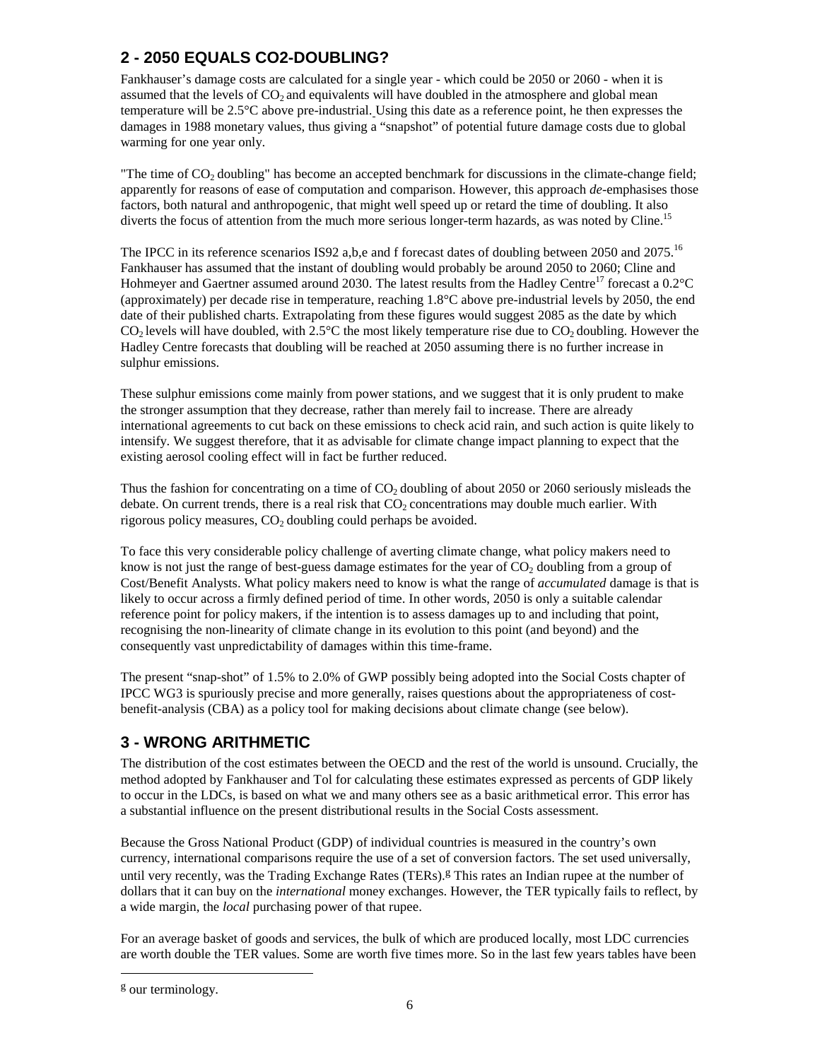## 2 - 2050 EQUALS CO2-DOUBLING?

Fankhauser's damage costs are calculated for a single year - which could be 2050 or 2060 - when it is assumed that the levels of $CO_2$ and equivalents will have doubled in the atmosphere and global mean temperature will be 2.5°C above pre-industrial. Using this date as a reference point, he then expresses the damages in 1988 monetary values, thus giving a "snapshot" of potential future damage costs due to global warming for one year only.

"The time of $CO_2$ doubling" has become an accepted benchmark for discussions in the climate-change field; apparently for reasons of ease of computation and comparison. However, this approach *de*-emphasises those factors, both natural and anthropogenic, that might well speed up or retard the time of doubling. It also diverts the focus of attention from the much more serious longer-term hazards, as was noted by Cline.[15]

The IPCC in its reference scenarios IS92 a,b,e and f forecast dates of doubling between 2050 and 2075.[16] Fankhauser has assumed that the instant of doubling would probably be around 2050 to 2060; Cline and Hohmeyer and Gaertner assumed around 2030. The latest results from the Hadley Centre[17] forecast a 0.2°C (approximately) per decade rise in temperature, reaching 1.8°C above pre-industrial levels by 2050, the end date of their published charts. Extrapolating from these figures would suggest 2085 as the date by which $CO_2$ levels will have doubled, with 2.5°C the most likely temperature rise due to $CO_2$ doubling. However the Hadley Centre forecasts that doubling will be reached at 2050 assuming there is no further increase in sulphur emissions.

These sulphur emissions come mainly from power stations, and we suggest that it is only prudent to make the stronger assumption that they decrease, rather than merely fail to increase. There are already international agreements to cut back on these emissions to check acid rain, and such action is quite likely to intensify. We suggest therefore, that it as advisable for climate change impact planning to expect that the existing aerosol cooling effect will in fact be further reduced.

Thus the fashion for concentrating on a time of $CO_2$ doubling of about 2050 or 2060 seriously misleads the debate. On current trends, there is a real risk that $CO_2$ concentrations may double much earlier. With rigorous policy measures, $CO_2$ doubling could perhaps be avoided.

To face this very considerable policy challenge of averting climate change, what policy makers need to know is not just the range of best-guess damage estimates for the year of $CO_2$ doubling from a group of Cost/Benefit Analysts. What policy makers need to know is what the range of *accumulated* damage is that is likely to occur across a firmly defined period of time. In other words, 2050 is only a suitable calendar reference point for policy makers, if the intention is to assess damages up to and including that point, recognising the non-linearity of climate change in its evolution to this point (and beyond) and the consequently vast unpredictability of damages within this time-frame.

The present "snap-shot" of 1.5% to 2.0% of GWP possibly being adopted into the Social Costs chapter of IPCC WG3 is spuriously precise and more generally, raises questions about the appropriateness of cost-benefit-analysis (CBA) as a policy tool for making decisions about climate change (see below).

## 3 - WRONG ARITHMETIC

The distribution of the cost estimates between the OECD and the rest of the world is unsound. Crucially, the method adopted by Fankhauser and Tol for calculating these estimates expressed as percents of GDP likely to occur in the LDCs, is based on what we and many others see as a basic arithmetical error. This error has a substantial influence on the present distributional results in the Social Costs assessment.

Because the Gross National Product (GDP) of individual countries is measured in the country's own currency, international comparisons require the use of a set of conversion factors. The set used universally, until very recently, was the Trading Exchange Rates (TERs).[g] This rates an Indian rupee at the number of dollars that it can buy on the *international* money exchanges. However, the TER typically fails to reflect, by a wide margin, the *local* purchasing power of that rupee.

For an average basket of goods and services, the bulk of which are produced locally, most LDC currencies are worth double the TER values. Some are worth five times more. So in the last few years tables have been

[g] our terminology.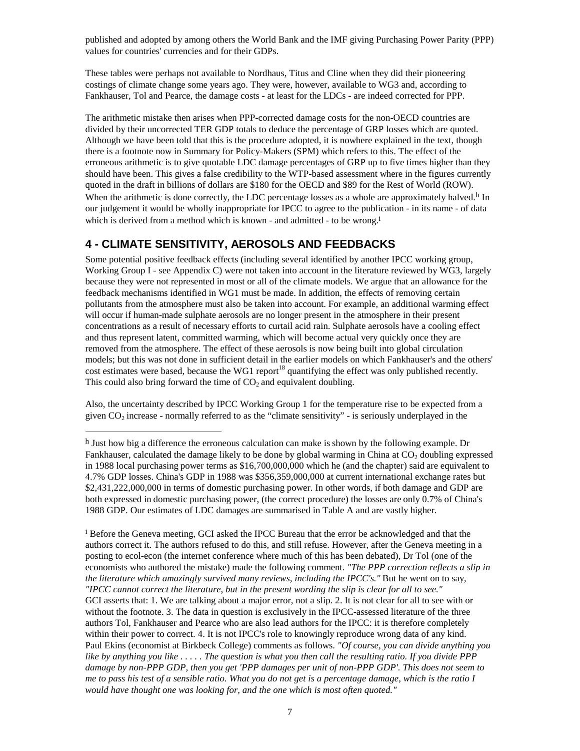published and adopted by among others the World Bank and the IMF giving Purchasing Power Parity (PPP) values for countries' currencies and for their GDPs.

These tables were perhaps not available to Nordhaus, Titus and Cline when they did their pioneering costings of climate change some years ago. They were, however, available to WG3 and, according to Fankhauser, Tol and Pearce, the damage costs - at least for the LDCs - are indeed corrected for PPP.

The arithmetic mistake then arises when PPP-corrected damage costs for the non-OECD countries are divided by their uncorrected TER GDP totals to deduce the percentage of GRP losses which are quoted. Although we have been told that this is the procedure adopted, it is nowhere explained in the text, though there is a footnote now in Summary for Policy-Makers (SPM) which refers to this. The effect of the erroneous arithmetic is to give quotable LDC damage percentages of GRP up to five times higher than they should have been. This gives a false credibility to the WTP-based assessment where in the figures currently quoted in the draft in billions of dollars are $180 for the OECD and $89 for the Rest of World (ROW). When the arithmetic is done correctly, the LDC percentage losses as a whole are approximately halved.[h] In our judgement it would be wholly inappropriate for IPCC to agree to the publication - in its name - of data which is derived from a method which is known - and admitted - to be wrong.[i]

## 4 - CLIMATE SENSITIVITY, AEROSOLS AND FEEDBACKS

Some potential positive feedback effects (including several identified by another IPCC working group, Working Group I - see Appendix C) were not taken into account in the literature reviewed by WG3, largely because they were not represented in most or all of the climate models. We argue that an allowance for the feedback mechanisms identified in WG1 must be made. In addition, the effects of removing certain pollutants from the atmosphere must also be taken into account. For example, an additional warming effect will occur if human-made sulphate aerosols are no longer present in the atmosphere in their present concentrations as a result of necessary efforts to curtail acid rain. Sulphate aerosols have a cooling effect and thus represent latent, committed warming, which will become actual very quickly once they are removed from the atmosphere. The effect of these aerosols is now being built into global circulation models; but this was not done in sufficient detail in the earlier models on which Fankhauser's and the others' cost estimates were based, because the WG1 report[18] quantifying the effect was only published recently. This could also bring forward the time of $CO_2$ and equivalent doubling.

Also, the uncertainty described by IPCC Working Group 1 for the temperature rise to be expected from a given $CO_2$ increase - normally referred to as the "climate sensitivity" - is seriously underplayed in the

---

[h] Just how big a difference the erroneous calculation can make is shown by the following example. Dr Fankhauser, calculated the damage likely to be done by global warming in China at $CO_2$ doubling expressed in 1988 local purchasing power terms as $16,700,000,000 which he (and the chapter) said are equivalent to 4.7% GDP losses. China's GDP in 1988 was $356,359,000,000 at current international exchange rates but $2,431,222,000,000 in terms of domestic purchasing power. In other words, if both damage and GDP are both expressed in domestic purchasing power, (the correct procedure) the losses are only 0.7% of China's 1988 GDP. Our estimates of LDC damages are summarised in Table A and are vastly higher.

[i] Before the Geneva meeting, GCI asked the IPCC Bureau that the error be acknowledged and that the authors correct it. The authors refused to do this, and still refuse. However, after the Geneva meeting in a posting to ecol-econ (the internet conference where much of this has been debated), Dr Tol (one of the economists who authored the mistake) made the following comment. *"The PPP correction reflects a slip in the literature which amazingly survived many reviews, including the IPCC's."* But he went on to say, *"IPCC cannot correct the literature, but in the present wording the slip is clear for all to see."* GCI asserts that: 1. We are talking about a major error, not a slip. 2. It is not clear for all to see with or without the footnote. 3. The data in question is exclusively in the IPCC-assessed literature of the three authors Tol, Fankhauser and Pearce who are also lead authors for the IPCC: it is therefore completely within their power to correct. 4. It is not IPCC's role to knowingly reproduce wrong data of any kind. Paul Ekins (economist at Birkbeck College) comments as follows. *"Of course, you can divide anything you like by anything you like . . . . . The question is what you then call the resulting ratio. If you divide PPP damage by non-PPP GDP, then you get 'PPP damages per unit of non-PPP GDP'. This does not seem to me to pass his test of a sensible ratio. What you do not get is a percentage damage, which is the ratio I would have thought one was looking for, and the one which is most often quoted."*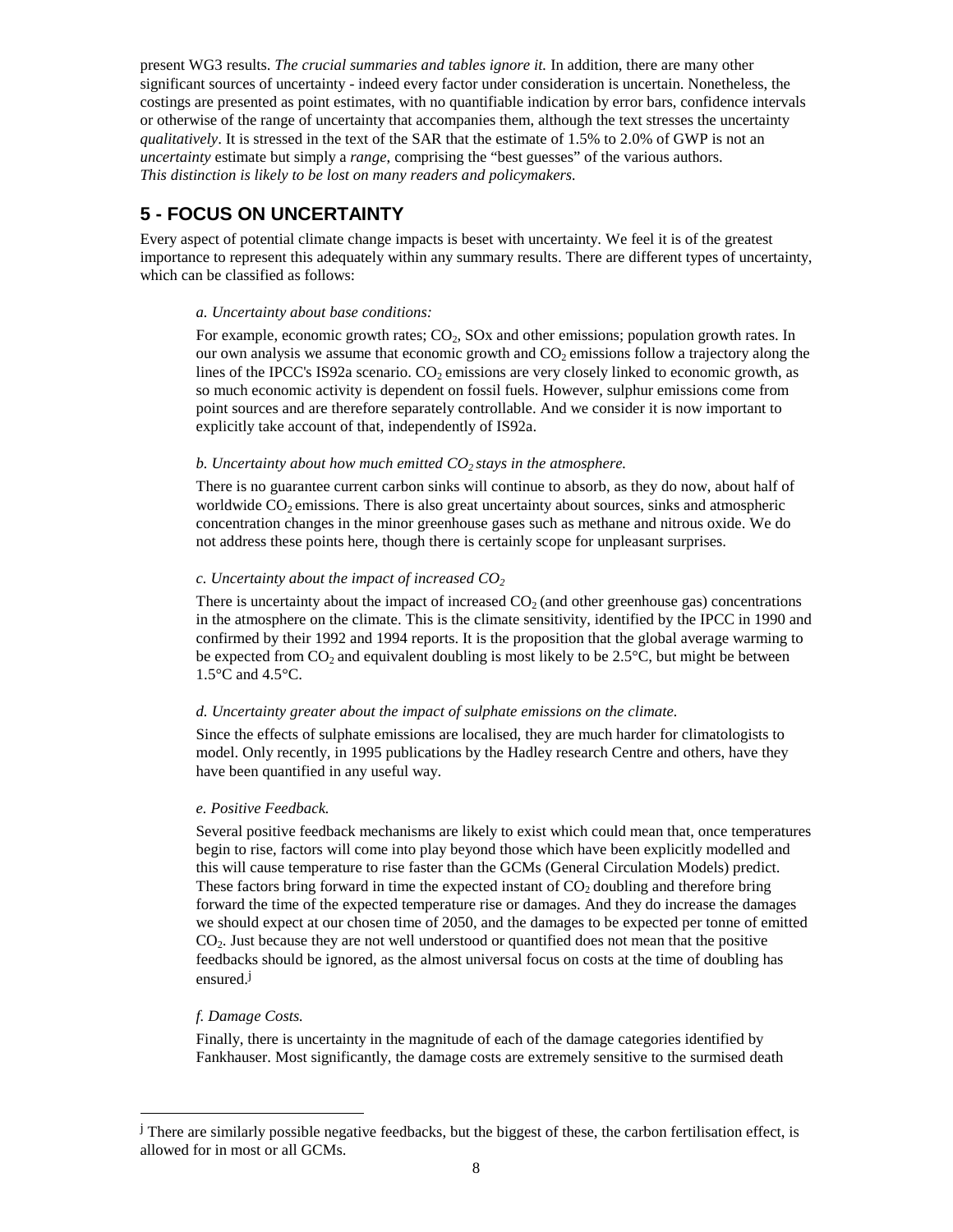present WG3 results. *The crucial summaries and tables ignore it.* In addition, there are many other significant sources of uncertainty - indeed every factor under consideration is uncertain. Nonetheless, the costings are presented as point estimates, with no quantifiable indication by error bars, confidence intervals or otherwise of the range of uncertainty that accompanies them, although the text stresses the uncertainty *qualitatively*. It is stressed in the text of the SAR that the estimate of 1.5% to 2.0% of GWP is not an *uncertainty* estimate but simply a *range*, comprising the "best guesses" of the various authors. *This distinction is likely to be lost on many readers and policymakers.*

## 5 - FOCUS ON UNCERTAINTY

Every aspect of potential climate change impacts is beset with uncertainty. We feel it is of the greatest importance to represent this adequately within any summary results. There are different types of uncertainty, which can be classified as follows:

*a. Uncertainty about base conditions:*

For example, economic growth rates; $CO_2$, SOx and other emissions; population growth rates. In our own analysis we assume that economic growth and $CO_2$ emissions follow a trajectory along the lines of the IPCC's IS92a scenario. $CO_2$ emissions are very closely linked to economic growth, as so much economic activity is dependent on fossil fuels. However, sulphur emissions come from point sources and are therefore separately controllable. And we consider it is now important to explicitly take account of that, independently of IS92a.

*b. Uncertainty about how much emitted $CO_2$ stays in the atmosphere.*

There is no guarantee current carbon sinks will continue to absorb, as they do now, about half of worldwide $CO_2$ emissions. There is also great uncertainty about sources, sinks and atmospheric concentration changes in the minor greenhouse gases such as methane and nitrous oxide. We do not address these points here, though there is certainly scope for unpleasant surprises.

*c. Uncertainty about the impact of increased $CO_2$*

There is uncertainty about the impact of increased $CO_2$ (and other greenhouse gas) concentrations in the atmosphere on the climate. This is the climate sensitivity, identified by the IPCC in 1990 and confirmed by their 1992 and 1994 reports. It is the proposition that the global average warming to be expected from $CO_2$ and equivalent doubling is most likely to be 2.5°C, but might be between 1.5°C and 4.5°C.

*d. Uncertainty greater about the impact of sulphate emissions on the climate.*

Since the effects of sulphate emissions are localised, they are much harder for climatologists to model. Only recently, in 1995 publications by the Hadley research Centre and others, have they have been quantified in any useful way.

*e. Positive Feedback.*

Several positive feedback mechanisms are likely to exist which could mean that, once temperatures begin to rise, factors will come into play beyond those which have been explicitly modelled and this will cause temperature to rise faster than the GCMs (General Circulation Models) predict. These factors bring forward in time the expected instant of $CO_2$ doubling and therefore bring forward the time of the expected temperature rise or damages. And they do increase the damages we should expect at our chosen time of 2050, and the damages to be expected per tonne of emitted $CO_2$. Just because they are not well understood or quantified does not mean that the positive feedbacks should be ignored, as the almost universal focus on costs at the time of doubling has ensured.[j]

*f. Damage Costs.*

Finally, there is uncertainty in the magnitude of each of the damage categories identified by Fankhauser. Most significantly, the damage costs are extremely sensitive to the surmised death

---

[j] There are similarly possible negative feedbacks, but the biggest of these, the carbon fertilisation effect, is allowed for in most or all GCMs.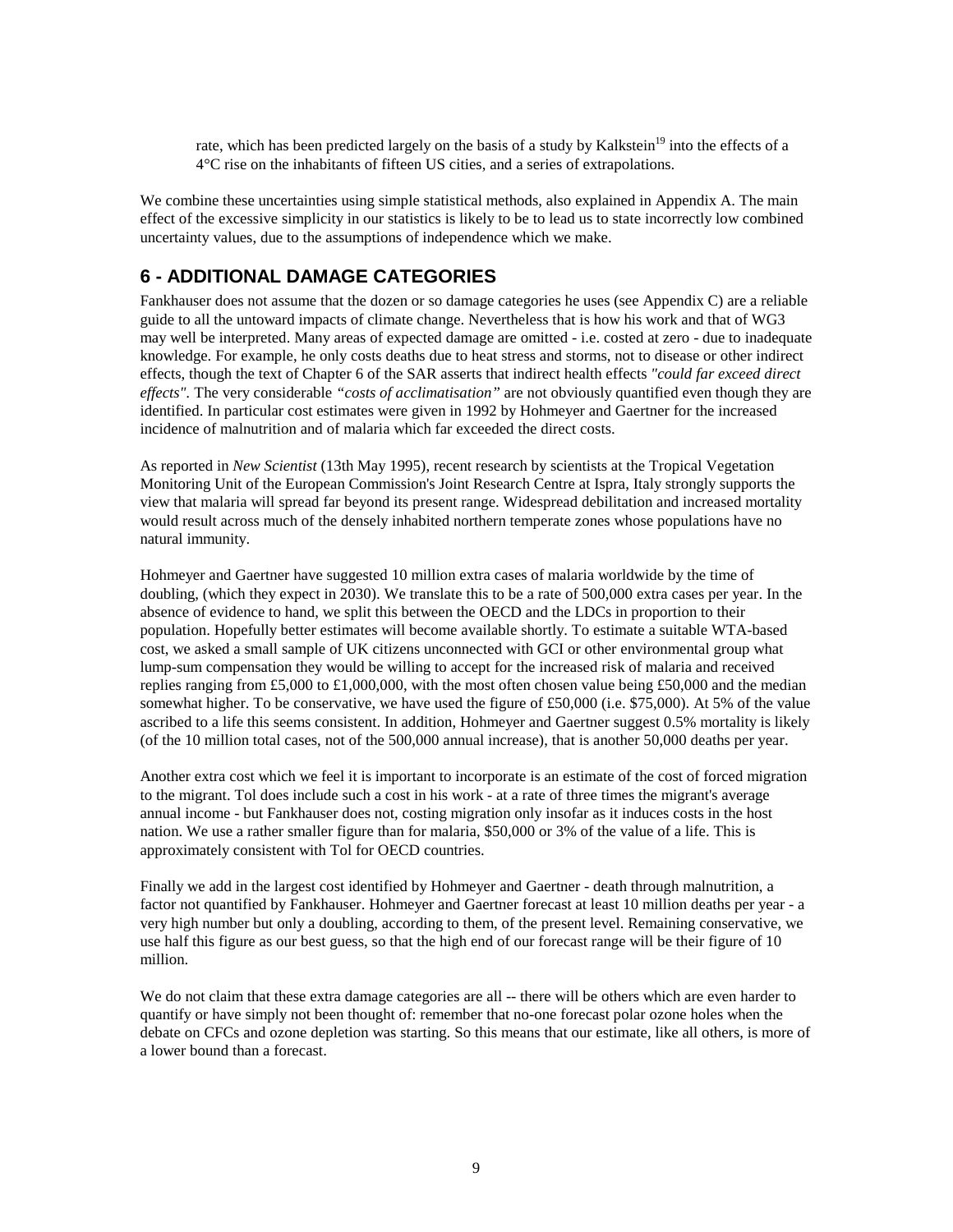rate, which has been predicted largely on the basis of a study by Kalkstein[19] into the effects of a 4°C rise on the inhabitants of fifteen US cities, and a series of extrapolations.

We combine these uncertainties using simple statistical methods, also explained in Appendix A. The main effect of the excessive simplicity in our statistics is likely to be to lead us to state incorrectly low combined uncertainty values, due to the assumptions of independence which we make.

## 6 - ADDITIONAL DAMAGE CATEGORIES

Fankhauser does not assume that the dozen or so damage categories he uses (see Appendix C) are a reliable guide to all the untoward impacts of climate change. Nevertheless that is how his work and that of WG3 may well be interpreted. Many areas of expected damage are omitted - i.e. costed at zero - due to inadequate knowledge. For example, he only costs deaths due to heat stress and storms, not to disease or other indirect effects, though the text of Chapter 6 of the SAR asserts that indirect health effects *"could far exceed direct effects"*. The very considerable *"costs of acclimatisation"* are not obviously quantified even though they are identified. In particular cost estimates were given in 1992 by Hohmeyer and Gaertner for the increased incidence of malnutrition and of malaria which far exceeded the direct costs.

As reported in *New Scientist* (13th May 1995), recent research by scientists at the Tropical Vegetation Monitoring Unit of the European Commission's Joint Research Centre at Ispra, Italy strongly supports the view that malaria will spread far beyond its present range. Widespread debilitation and increased mortality would result across much of the densely inhabited northern temperate zones whose populations have no natural immunity.

Hohmeyer and Gaertner have suggested 10 million extra cases of malaria worldwide by the time of doubling, (which they expect in 2030). We translate this to be a rate of 500,000 extra cases per year. In the absence of evidence to hand, we split this between the OECD and the LDCs in proportion to their population. Hopefully better estimates will become available shortly. To estimate a suitable WTA-based cost, we asked a small sample of UK citizens unconnected with GCI or other environmental group what lump-sum compensation they would be willing to accept for the increased risk of malaria and received replies ranging from £5,000 to £1,000,000, with the most often chosen value being £50,000 and the median somewhat higher. To be conservative, we have used the figure of £50,000 (i.e. $75,000). At 5% of the value ascribed to a life this seems consistent. In addition, Hohmeyer and Gaertner suggest 0.5% mortality is likely (of the 10 million total cases, not of the 500,000 annual increase), that is another 50,000 deaths per year.

Another extra cost which we feel it is important to incorporate is an estimate of the cost of forced migration to the migrant. Tol does include such a cost in his work - at a rate of three times the migrant's average annual income - but Fankhauser does not, costing migration only insofar as it induces costs in the host nation. We use a rather smaller figure than for malaria, $50,000 or 3% of the value of a life. This is approximately consistent with Tol for OECD countries.

Finally we add in the largest cost identified by Hohmeyer and Gaertner - death through malnutrition, a factor not quantified by Fankhauser. Hohmeyer and Gaertner forecast at least 10 million deaths per year - a very high number but only a doubling, according to them, of the present level. Remaining conservative, we use half this figure as our best guess, so that the high end of our forecast range will be their figure of 10 million.

We do not claim that these extra damage categories are all -- there will be others which are even harder to quantify or have simply not been thought of: remember that no-one forecast polar ozone holes when the debate on CFCs and ozone depletion was starting. So this means that our estimate, like all others, is more of a lower bound than a forecast.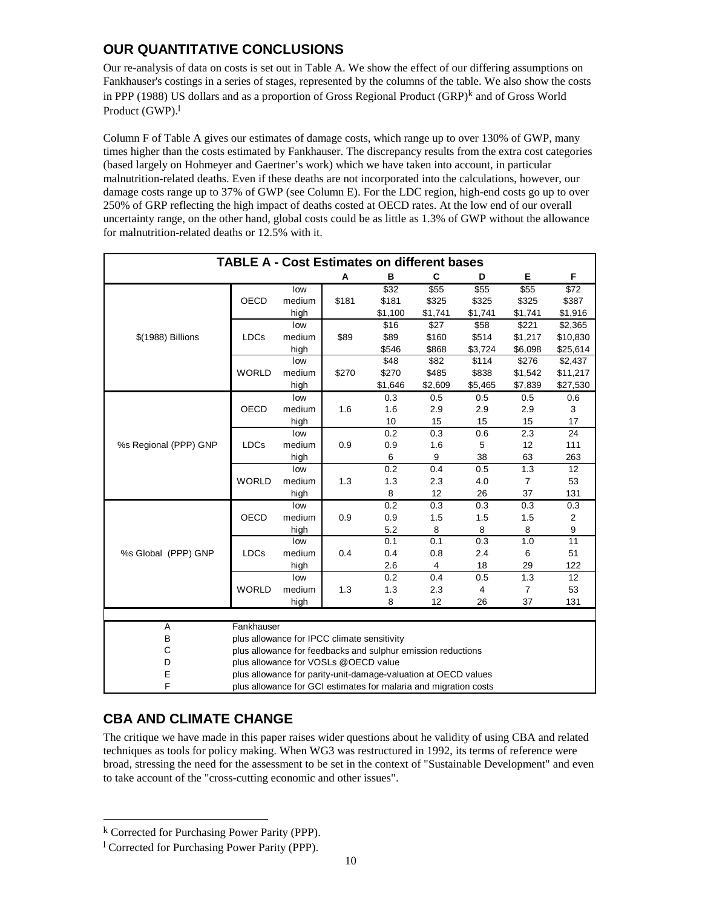## OUR QUANTITATIVE CONCLUSIONS

Our re-analysis of data on costs is set out in Table A. We show the effect of our differing assumptions on Fankhauser's costings in a series of stages, represented by the columns of the table. We also show the costs in PPP (1988) US dollars and as a proportion of Gross Regional Product (GRP)[k] and of Gross World Product (GWP).[l]

Column F of Table A gives our estimates of damage costs, which range up to over 130% of GWP, many times higher than the costs estimated by Fankhauser. The discrepancy results from the extra cost categories (based largely on Hohmeyer and Gaertner's work) which we have taken into account, in particular malnutrition-related deaths. Even if these deaths are not incorporated into the calculations, however, our damage costs range up to 37% of GWP (see Column E). For the LDC region, high-end costs go up to over 250% of GRP reflecting the high impact of deaths costed at OECD rates. At the low end of our overall uncertainty range, on the other hand, global costs could be as little as 1.3% of GWP without the allowance for malnutrition-related deaths or 12.5% with it.

**TABLE A - Cost Estimates on different bases**

| | | | A | B | C | D | E | F |
|---|---|---|---|---|---|---|---|---|
| $(1988) Billions | OECD | low | | $32 | $55 | $55 | $55 | $72 |
| | | medium | $181 | $181 | $325 | $325 | $325 | $387 |
| | | high | | $1,100 | $1,741 | $1,741 | $1,741 | $1,916 |
| | LDCs | low | | $16 | $27 | $58 | $221 | $2,365 |
| | | medium | $89 | $89 | $160 | $514 | $1,217 | $10,830 |
| | | high | | $546 | $868 | $3,724 | $6,098 | $25,614 |
| | WORLD | low | | $48 | $82 | $114 | $276 | $2,437 |
| | | medium | $270 | $270 | $485 | $838 | $1,542 | $11,217 |
| | | high | | $1,646 | $2,609 | $5,465 | $7,839 | $27,530 |
| %s Regional (PPP) GNP | OECD | low | | 0.3 | 0.5 | 0.5 | 0.5 | 0.6 |
| | | medium | 1.6 | 1.6 | 2.9 | 2.9 | 2.9 | 3 |
| | | high | | 10 | 15 | 15 | 15 | 17 |
| | LDCs | low | | 0.2 | 0.3 | 0.6 | 2.3 | 24 |
| | | medium | 0.9 | 0.9 | 1.6 | 5 | 12 | 111 |
| | | high | | 6 | 9 | 38 | 63 | 263 |
| | WORLD | low | | 0.2 | 0.4 | 0.5 | 1.3 | 12 |
| | | medium | 1.3 | 1.3 | 2.3 | 4.0 | 7 | 53 |
| | | high | | 8 | 12 | 26 | 37 | 131 |
| %s Global (PPP) GNP | OECD | low | | 0.2 | 0.3 | 0.3 | 0.3 | 0.3 |
| | | medium | 0.9 | 0.9 | 1.5 | 1.5 | 1.5 | 2 |
| | | high | | 5.2 | 8 | 8 | 8 | 9 |
| | LDCs | low | | 0.1 | 0.1 | 0.3 | 1.0 | 11 |
| | | medium | 0.4 | 0.4 | 0.8 | 2.4 | 6 | 51 |
| | | high | | 2.6 | 4 | 18 | 29 | 122 |
| | WORLD | low | | 0.2 | 0.4 | 0.5 | 1.3 | 12 |
| | | medium | 1.3 | 1.3 | 2.3 | 4 | 7 | 53 |
| | | high | | 8 | 12 | 26 | 37 | 131 |

| | |
|---|---|
| A | Fankhauser |
| B | plus allowance for IPCC climate sensitivity |
| C | plus allowance for feedbacks and sulphur emission reductions |
| D | plus allowance for VOSLs @OECD value |
| E | plus allowance for parity-unit-damage-valuation at OECD values |
| F | plus allowance for GCI estimates for malaria and migration costs |

## CBA AND CLIMATE CHANGE

The critique we have made in this paper raises wider questions about he validity of using CBA and related techniques as tools for policy making. When WG3 was restructured in 1992, its terms of reference were broad, stressing the need for the assessment to be set in the context of "Sustainable Development" and even to take account of the "cross-cutting economic and other issues".

---

[k] Corrected for Purchasing Power Parity (PPP).

[l] Corrected for Purchasing Power Parity (PPP).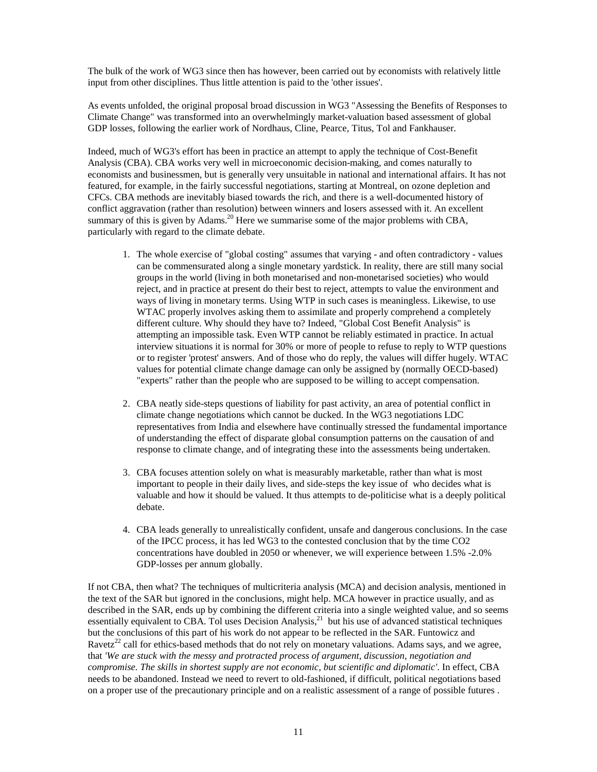The bulk of the work of WG3 since then has however, been carried out by economists with relatively little input from other disciplines. Thus little attention is paid to the 'other issues'.

As events unfolded, the original proposal broad discussion in WG3 "Assessing the Benefits of Responses to Climate Change" was transformed into an overwhelmingly market-valuation based assessment of global GDP losses, following the earlier work of Nordhaus, Cline, Pearce, Titus, Tol and Fankhauser.

Indeed, much of WG3's effort has been in practice an attempt to apply the technique of Cost-Benefit Analysis (CBA). CBA works very well in microeconomic decision-making, and comes naturally to economists and businessmen, but is generally very unsuitable in national and international affairs. It has not featured, for example, in the fairly successful negotiations, starting at Montreal, on ozone depletion and CFCs. CBA methods are inevitably biased towards the rich, and there is a well-documented history of conflict aggravation (rather than resolution) between winners and losers assessed with it. An excellent summary of this is given by Adams.[20] Here we summarise some of the major problems with CBA, particularly with regard to the climate debate.

1. The whole exercise of "global costing" assumes that varying - and often contradictory - values can be commensurated along a single monetary yardstick. In reality, there are still many social groups in the world (living in both monetarised and non-monetarised societies) who would reject, and in practice at present do their best to reject, attempts to value the environment and ways of living in monetary terms. Using WTP in such cases is meaningless. Likewise, to use WTAC properly involves asking them to assimilate and properly comprehend a completely different culture. Why should they have to? Indeed, "Global Cost Benefit Analysis" is attempting an impossible task. Even WTP cannot be reliably estimated in practice. In actual interview situations it is normal for 30% or more of people to refuse to reply to WTP questions or to register 'protest' answers. And of those who do reply, the values will differ hugely. WTAC values for potential climate change damage can only be assigned by (normally OECD-based) "experts" rather than the people who are supposed to be willing to accept compensation.

2. CBA neatly side-steps questions of liability for past activity, an area of potential conflict in climate change negotiations which cannot be ducked. In the WG3 negotiations LDC representatives from India and elsewhere have continually stressed the fundamental importance of understanding the effect of disparate global consumption patterns on the causation of and response to climate change, and of integrating these into the assessments being undertaken.

3. CBA focuses attention solely on what is measurably marketable, rather than what is most important to people in their daily lives, and side-steps the key issue of who decides what is valuable and how it should be valued. It thus attempts to de-politicise what is a deeply political debate.

4. CBA leads generally to unrealistically confident, unsafe and dangerous conclusions. In the case of the IPCC process, it has led WG3 to the contested conclusion that by the time $CO_2$ concentrations have doubled in 2050 or whenever, we will experience between 1.5% -2.0% GDP-losses per annum globally.

If not CBA, then what? The techniques of multicriteria analysis (MCA) and decision analysis, mentioned in the text of the SAR but ignored in the conclusions, might help. MCA however in practice usually, and as described in the SAR, ends up by combining the different criteria into a single weighted value, and so seems essentially equivalent to CBA. Tol uses Decision Analysis,[21] but his use of advanced statistical techniques but the conclusions of this part of his work do not appear to be reflected in the SAR. Funtowicz and Ravetz[22] call for ethics-based methods that do not rely on monetary valuations. Adams says, and we agree, that *'We are stuck with the messy and protracted process of argument, discussion, negotiation and compromise. The skills in shortest supply are not economic, but scientific and diplomatic'.* In effect, CBA needs to be abandoned. Instead we need to revert to old-fashioned, if difficult, political negotiations based on a proper use of the precautionary principle and on a realistic assessment of a range of possible futures .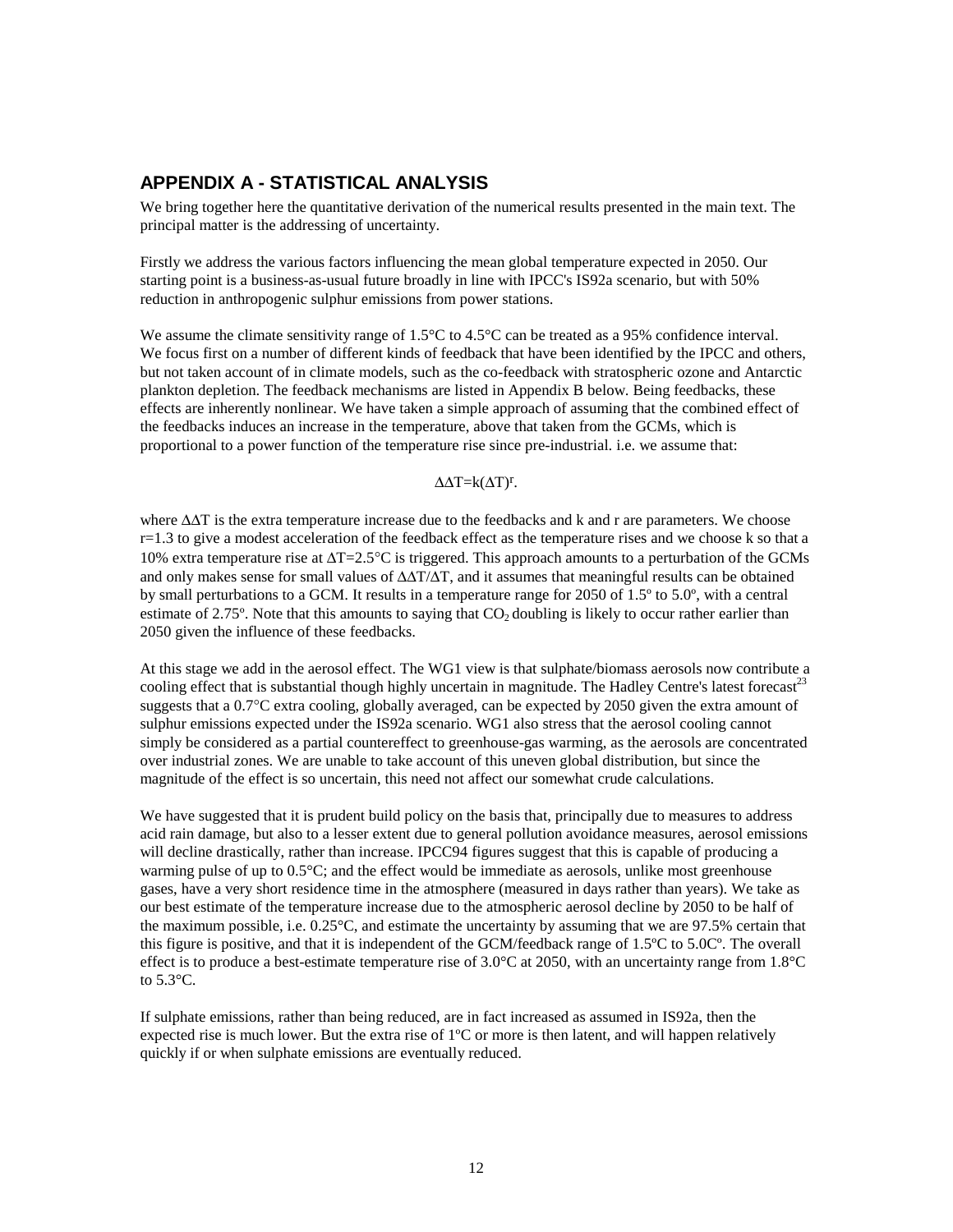## APPENDIX A - STATISTICAL ANALYSIS

We bring together here the quantitative derivation of the numerical results presented in the main text. The principal matter is the addressing of uncertainty.

Firstly we address the various factors influencing the mean global temperature expected in 2050. Our starting point is a business-as-usual future broadly in line with IPCC's IS92a scenario, but with 50% reduction in anthropogenic sulphur emissions from power stations.

We assume the climate sensitivity range of 1.5°C to 4.5°C can be treated as a 95% confidence interval. We focus first on a number of different kinds of feedback that have been identified by the IPCC and others, but not taken account of in climate models, such as the co-feedback with stratospheric ozone and Antarctic plankton depletion. The feedback mechanisms are listed in Appendix B below. Being feedbacks, these effects are inherently nonlinear. We have taken a simple approach of assuming that the combined effect of the feedbacks induces an increase in the temperature, above that taken from the GCMs, which is proportional to a power function of the temperature rise since pre-industrial. i.e. we assume that:

$$\Delta\Delta T = k(\Delta T)^r.$$

where $\Delta\Delta T$ is the extra temperature increase due to the feedbacks and k and r are parameters. We choose r=1.3 to give a modest acceleration of the feedback effect as the temperature rises and we choose k so that a 10% extra temperature rise at $\Delta T$=2.5°C is triggered. This approach amounts to a perturbation of the GCMs and only makes sense for small values of $\Delta\Delta T/\Delta T$, and it assumes that meaningful results can be obtained by small perturbations to a GCM. It results in a temperature range for 2050 of 1.5º to 5.0º, with a central estimate of 2.75º. Note that this amounts to saying that $CO_2$ doubling is likely to occur rather earlier than 2050 given the influence of these feedbacks.

At this stage we add in the aerosol effect. The WG1 view is that sulphate/biomass aerosols now contribute a cooling effect that is substantial though highly uncertain in magnitude. The Hadley Centre's latest forecast[23] suggests that a 0.7°C extra cooling, globally averaged, can be expected by 2050 given the extra amount of sulphur emissions expected under the IS92a scenario. WG1 also stress that the aerosol cooling cannot simply be considered as a partial countereffect to greenhouse-gas warming, as the aerosols are concentrated over industrial zones. We are unable to take account of this uneven global distribution, but since the magnitude of the effect is so uncertain, this need not affect our somewhat crude calculations.

We have suggested that it is prudent build policy on the basis that, principally due to measures to address acid rain damage, but also to a lesser extent due to general pollution avoidance measures, aerosol emissions will decline drastically, rather than increase. IPCC94 figures suggest that this is capable of producing a warming pulse of up to 0.5°C; and the effect would be immediate as aerosols, unlike most greenhouse gases, have a very short residence time in the atmosphere (measured in days rather than years). We take as our best estimate of the temperature increase due to the atmospheric aerosol decline by 2050 to be half of the maximum possible, i.e. 0.25°C, and estimate the uncertainty by assuming that we are 97.5% certain that this figure is positive, and that it is independent of the GCM/feedback range of 1.5ºC to 5.0Cº. The overall effect is to produce a best-estimate temperature rise of 3.0°C at 2050, with an uncertainty range from 1.8°C to 5.3°C.

If sulphate emissions, rather than being reduced, are in fact increased as assumed in IS92a, then the expected rise is much lower. But the extra rise of 1ºC or more is then latent, and will happen relatively quickly if or when sulphate emissions are eventually reduced.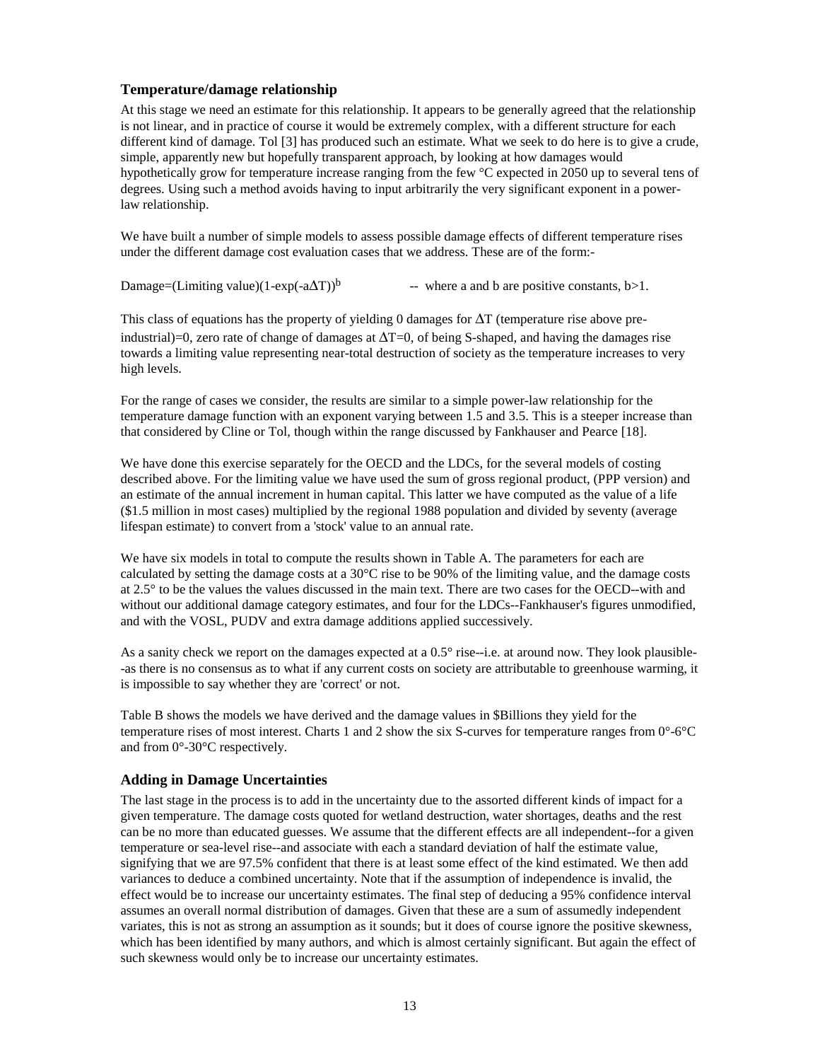### Temperature/damage relationship

At this stage we need an estimate for this relationship. It appears to be generally agreed that the relationship is not linear, and in practice of course it would be extremely complex, with a different structure for each different kind of damage. Tol [3] has produced such an estimate. What we seek to do here is to give a crude, simple, apparently new but hopefully transparent approach, by looking at how damages would hypothetically grow for temperature increase ranging from the few °C expected in 2050 up to several tens of degrees. Using such a method avoids having to input arbitrarily the very significant exponent in a power-law relationship.

We have built a number of simple models to assess possible damage effects of different temperature rises under the different damage cost evaluation cases that we address. These are of the form:-

Damage=(Limiting value)$(1-\exp(-a\Delta T))^b$ -- where a and b are positive constants, b>1.

This class of equations has the property of yielding 0 damages for $\Delta T$ (temperature rise above pre-industrial)=0, zero rate of change of damages at $\Delta T$=0, of being S-shaped, and having the damages rise towards a limiting value representing near-total destruction of society as the temperature increases to very high levels.

For the range of cases we consider, the results are similar to a simple power-law relationship for the temperature damage function with an exponent varying between 1.5 and 3.5. This is a steeper increase than that considered by Cline or Tol, though within the range discussed by Fankhauser and Pearce [18].

We have done this exercise separately for the OECD and the LDCs, for the several models of costing described above. For the limiting value we have used the sum of gross regional product, (PPP version) and an estimate of the annual increment in human capital. This latter we have computed as the value of a life ($1.5 million in most cases) multiplied by the regional 1988 population and divided by seventy (average lifespan estimate) to convert from a 'stock' value to an annual rate.

We have six models in total to compute the results shown in Table A. The parameters for each are calculated by setting the damage costs at a 30°C rise to be 90% of the limiting value, and the damage costs at 2.5° to be the values the values discussed in the main text. There are two cases for the OECD--with and without our additional damage category estimates, and four for the LDCs--Fankhauser's figures unmodified, and with the VOSL, PUDV and extra damage additions applied successively.

As a sanity check we report on the damages expected at a 0.5° rise--i.e. at around now. They look plausible--as there is no consensus as to what if any current costs on society are attributable to greenhouse warming, it is impossible to say whether they are 'correct' or not.

Table B shows the models we have derived and the damage values in $Billions they yield for the temperature rises of most interest. Charts 1 and 2 show the six S-curves for temperature ranges from 0°-6°C and from 0°-30°C respectively.

### Adding in Damage Uncertainties

The last stage in the process is to add in the uncertainty due to the assorted different kinds of impact for a given temperature. The damage costs quoted for wetland destruction, water shortages, deaths and the rest can be no more than educated guesses. We assume that the different effects are all independent--for a given temperature or sea-level rise--and associate with each a standard deviation of half the estimate value, signifying that we are 97.5% confident that there is at least some effect of the kind estimated. We then add variances to deduce a combined uncertainty. Note that if the assumption of independence is invalid, the effect would be to increase our uncertainty estimates. The final step of deducing a 95% confidence interval assumes an overall normal distribution of damages. Given that these are a sum of assumedly independent variates, this is not as strong an assumption as it sounds; but it does of course ignore the positive skewness, which has been identified by many authors, and which is almost certainly significant. But again the effect of such skewness would only be to increase our uncertainty estimates.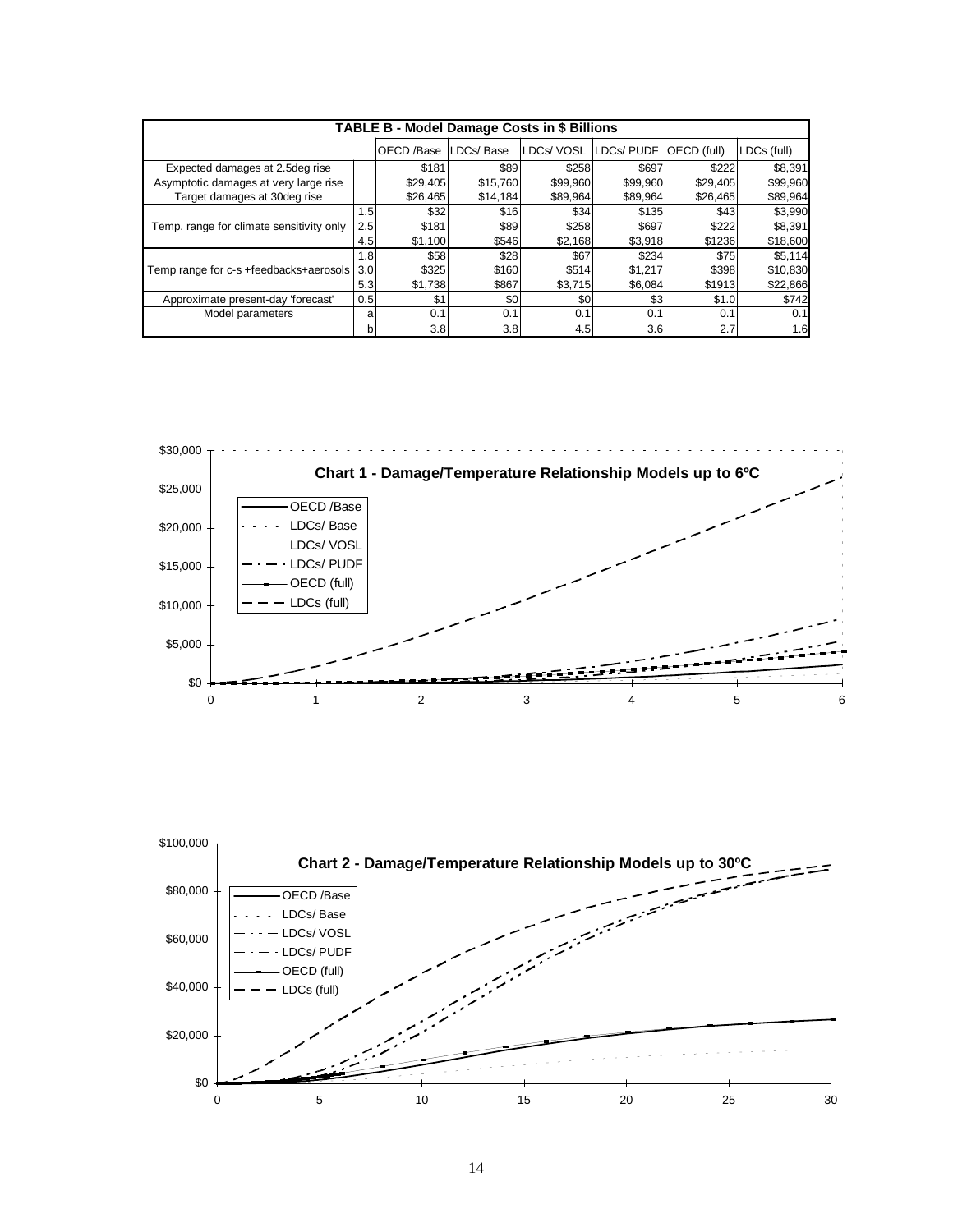| TABLE B - Model Damage Costs in $ Billions | | | | | | | |
|---|---|---|---|---|---|---|---|
| | | OECD /Base | LDCs/ Base | LDCs/ VOSL | LDCs/ PUDF | OECD (full) | LDCs (full) |
| Expected damages at 2.5deg rise | | $181 | $89 | $258 | $697 | $222 | $8,391 |
| Asymptotic damages at very large rise | | $29,405 | $15,760 | $99,960 | $99,960 | $29,405 | $99,960 |
| Target damages at 30deg rise | | $26,465 | $14,184 | $89,964 | $89,964 | $26,465 | $89,964 |
| Temp. range for climate sensitivity only | 1.5 | $32 | $16 | $34 | $135 | $43 | $3,990 |
| | 2.5 | $181 | $89 | $258 | $697 | $222 | $8,391 |
| | 4.5 | $1,100 | $546 | $2,168 | $3,918 | $1236 | $18,600 |
| Temp range for c-s +feedbacks+aerosols | 1.8 | $58 | $28 | $67 | $234 | $75 | $5,114 |
| | 3.0 | $325 | $160 | $514 | $1,217 | $398 | $10,830 |
| | 5.3 | $1,738 | $867 | $3,715 | $6,084 | $1913 | $22,866 |
| Approximate present-day 'forecast' | 0.5 | $1 | $0 | $0 | $3 | $1.0 | $742 |
| Model parameters | a | 0.1 | 0.1 | 0.1 | 0.1 | 0.1 | 0.1 |
| | b | 3.8 | 3.8 | 4.5 | 3.6 | 2.7 | 1.6 |

**Chart 1 - Damage/Temperature Relationship Models up to 6ºC**

**Chart 2 - Damage/Temperature Relationship Models up to 30ºC**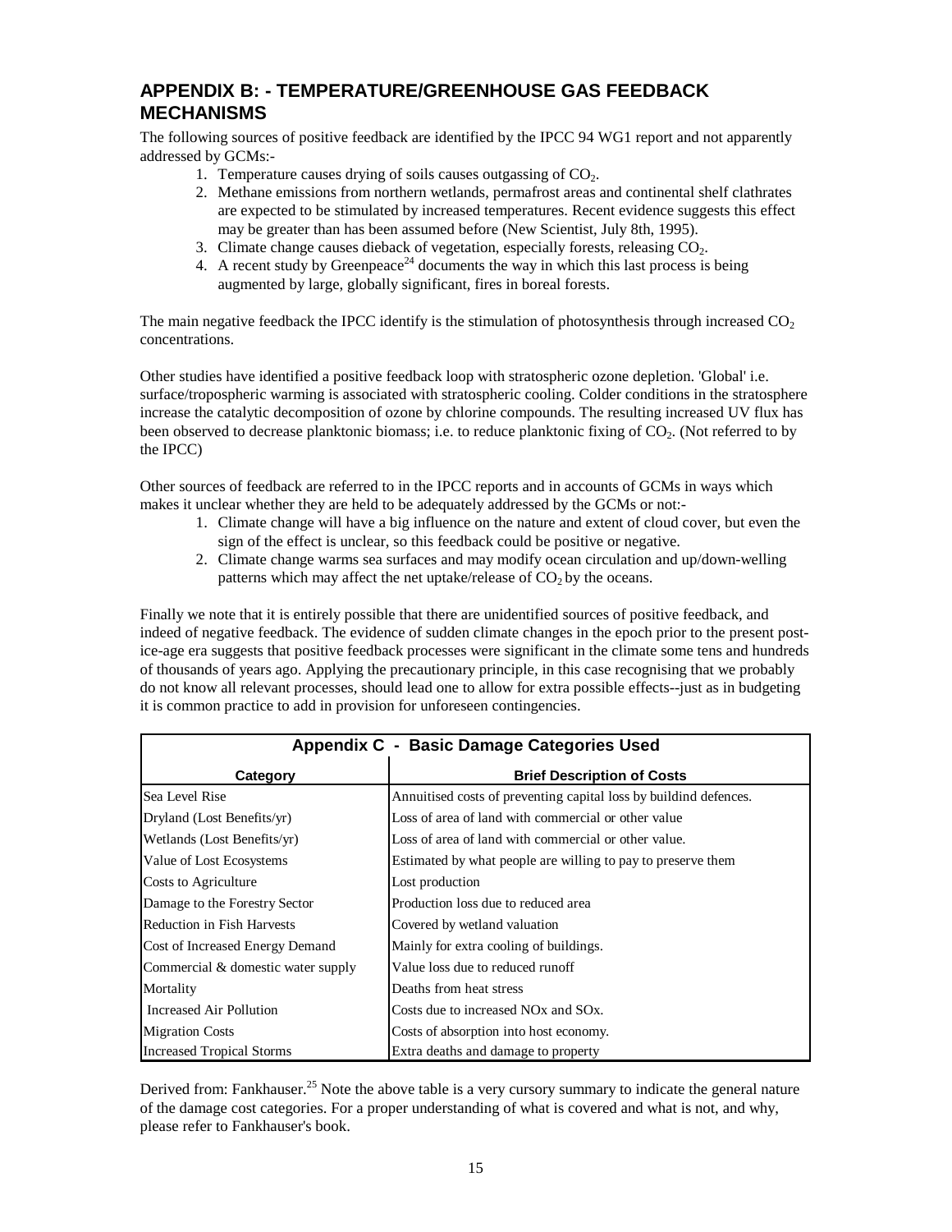## APPENDIX B: - TEMPERATURE/GREENHOUSE GAS FEEDBACK MECHANISMS

The following sources of positive feedback are identified by the IPCC 94 WG1 report and not apparently addressed by GCMs:-

1. Temperature causes drying of soils causes outgassing of $CO_2$.
2. Methane emissions from northern wetlands, permafrost areas and continental shelf clathrates are expected to be stimulated by increased temperatures. Recent evidence suggests this effect may be greater than has been assumed before (New Scientist, July 8th, 1995).
3. Climate change causes dieback of vegetation, especially forests, releasing $CO_2$.
4. A recent study by Greenpeace[24] documents the way in which this last process is being augmented by large, globally significant, fires in boreal forests.

The main negative feedback the IPCC identify is the stimulation of photosynthesis through increased $CO_2$ concentrations.

Other studies have identified a positive feedback loop with stratospheric ozone depletion. 'Global' i.e. surface/tropospheric warming is associated with stratospheric cooling. Colder conditions in the stratosphere increase the catalytic decomposition of ozone by chlorine compounds. The resulting increased UV flux has been observed to decrease planktonic biomass; i.e. to reduce planktonic fixing of $CO_2$. (Not referred to by the IPCC)

Other sources of feedback are referred to in the IPCC reports and in accounts of GCMs in ways which makes it unclear whether they are held to be adequately addressed by the GCMs or not:-

1. Climate change will have a big influence on the nature and extent of cloud cover, but even the sign of the effect is unclear, so this feedback could be positive or negative.
2. Climate change warms sea surfaces and may modify ocean circulation and up/down-welling patterns which may affect the net uptake/release of $CO_2$ by the oceans.

Finally we note that it is entirely possible that there are unidentified sources of positive feedback, and indeed of negative feedback. The evidence of sudden climate changes in the epoch prior to the present post-ice-age era suggests that positive feedback processes were significant in the climate some tens and hundreds of thousands of years ago. Applying the precautionary principle, in this case recognising that we probably do not know all relevant processes, should lead one to allow for extra possible effects--just as in budgeting it is common practice to add in provision for unforeseen contingencies.

**Appendix C - Basic Damage Categories Used**

| Category | Brief Description of Costs |
|---|---|
| Sea Level Rise | Annuitised costs of preventing capital loss by buildind defences. |
| Dryland (Lost Benefits/yr) | Loss of area of land with commercial or other value |
| Wetlands (Lost Benefits/yr) | Loss of area of land with commercial or other value. |
| Value of Lost Ecosystems | Estimated by what people are willing to pay to preserve them |
| Costs to Agriculture | Lost production |
| Damage to the Forestry Sector | Production loss due to reduced area |
| Reduction in Fish Harvests | Covered by wetland valuation |
| Cost of Increased Energy Demand | Mainly for extra cooling of buildings. |
| Commercial & domestic water supply | Value loss due to reduced runoff |
| Mortality | Deaths from heat stress |
| Increased Air Pollution | Costs due to increased NOx and SOx. |
| Migration Costs | Costs of absorption into host economy. |
| Increased Tropical Storms | Extra deaths and damage to property |

Derived from: Fankhauser.[25] Note the above table is a very cursory summary to indicate the general nature of the damage cost categories. For a proper understanding of what is covered and what is not, and why, please refer to Fankhauser's book.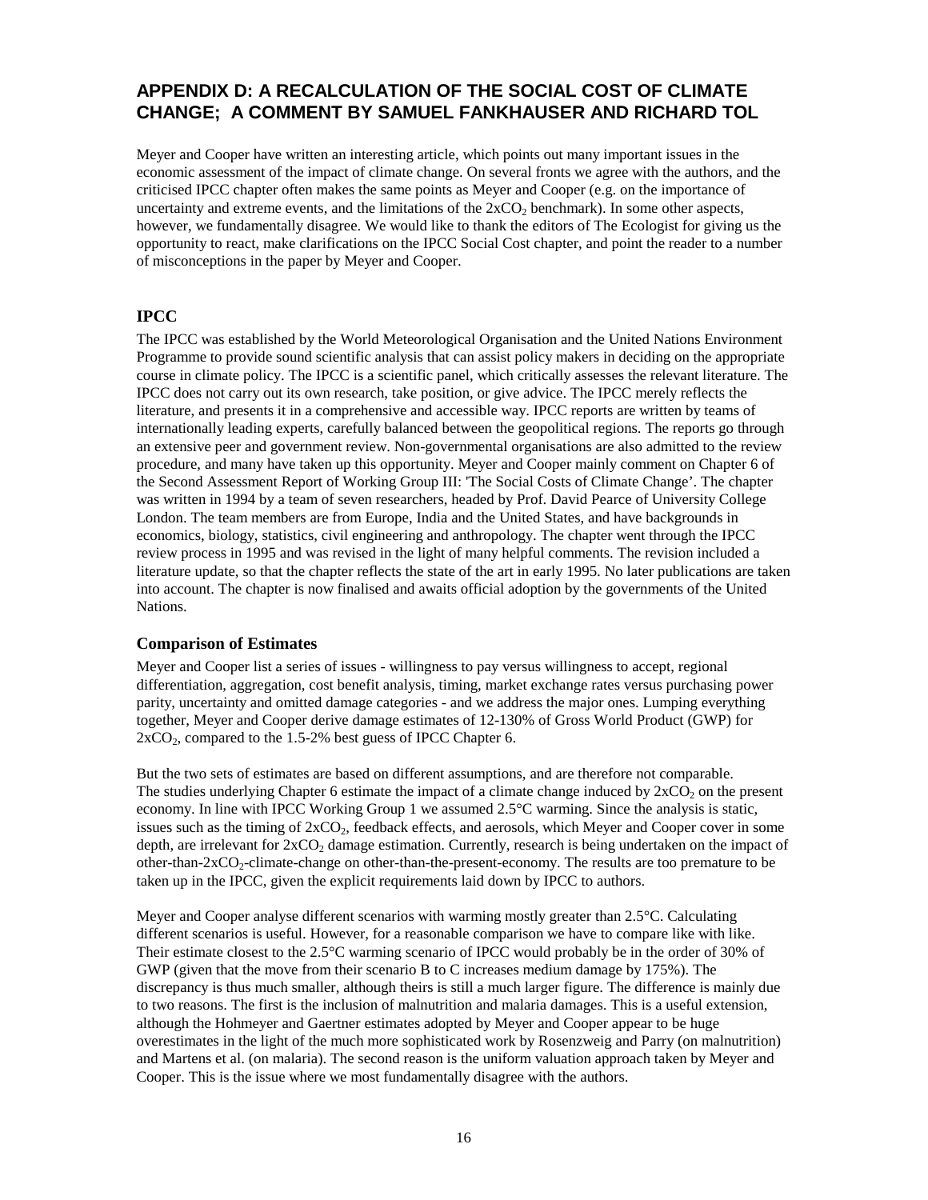## APPENDIX D: A RECALCULATION OF THE SOCIAL COST OF CLIMATE CHANGE; A COMMENT BY SAMUEL FANKHAUSER AND RICHARD TOL

Meyer and Cooper have written an interesting article, which points out many important issues in the economic assessment of the impact of climate change. On several fronts we agree with the authors, and the criticised IPCC chapter often makes the same points as Meyer and Cooper (e.g. on the importance of uncertainty and extreme events, and the limitations of the $2xCO_2$ benchmark). In some other aspects, however, we fundamentally disagree. We would like to thank the editors of The Ecologist for giving us the opportunity to react, make clarifications on the IPCC Social Cost chapter, and point the reader to a number of misconceptions in the paper by Meyer and Cooper.

### IPCC

The IPCC was established by the World Meteorological Organisation and the United Nations Environment Programme to provide sound scientific analysis that can assist policy makers in deciding on the appropriate course in climate policy. The IPCC is a scientific panel, which critically assesses the relevant literature. The IPCC does not carry out its own research, take position, or give advice. The IPCC merely reflects the literature, and presents it in a comprehensive and accessible way. IPCC reports are written by teams of internationally leading experts, carefully balanced between the geopolitical regions. The reports go through an extensive peer and government review. Non-governmental organisations are also admitted to the review procedure, and many have taken up this opportunity. Meyer and Cooper mainly comment on Chapter 6 of the Second Assessment Report of Working Group III: 'The Social Costs of Climate Change'. The chapter was written in 1994 by a team of seven researchers, headed by Prof. David Pearce of University College London. The team members are from Europe, India and the United States, and have backgrounds in economics, biology, statistics, civil engineering and anthropology. The chapter went through the IPCC review process in 1995 and was revised in the light of many helpful comments. The revision included a literature update, so that the chapter reflects the state of the art in early 1995. No later publications are taken into account. The chapter is now finalised and awaits official adoption by the governments of the United Nations.

### Comparison of Estimates

Meyer and Cooper list a series of issues - willingness to pay versus willingness to accept, regional differentiation, aggregation, cost benefit analysis, timing, market exchange rates versus purchasing power parity, uncertainty and omitted damage categories - and we address the major ones. Lumping everything together, Meyer and Cooper derive damage estimates of 12-130% of Gross World Product (GWP) for $2xCO_2$, compared to the 1.5-2% best guess of IPCC Chapter 6.

But the two sets of estimates are based on different assumptions, and are therefore not comparable. The studies underlying Chapter 6 estimate the impact of a climate change induced by $2xCO_2$ on the present economy. In line with IPCC Working Group 1 we assumed 2.5°C warming. Since the analysis is static, issues such as the timing of $2xCO_2$, feedback effects, and aerosols, which Meyer and Cooper cover in some depth, are irrelevant for $2xCO_2$ damage estimation. Currently, research is being undertaken on the impact of other-than-$2xCO_2$-climate-change on other-than-the-present-economy. The results are too premature to be taken up in the IPCC, given the explicit requirements laid down by IPCC to authors.

Meyer and Cooper analyse different scenarios with warming mostly greater than 2.5°C. Calculating different scenarios is useful. However, for a reasonable comparison we have to compare like with like. Their estimate closest to the 2.5°C warming scenario of IPCC would probably be in the order of 30% of GWP (given that the move from their scenario B to C increases medium damage by 175%). The discrepancy is thus much smaller, although theirs is still a much larger figure. The difference is mainly due to two reasons. The first is the inclusion of malnutrition and malaria damages. This is a useful extension, although the Hohmeyer and Gaertner estimates adopted by Meyer and Cooper appear to be huge overestimates in the light of the much more sophisticated work by Rosenzweig and Parry (on malnutrition) and Martens et al. (on malaria). The second reason is the uniform valuation approach taken by Meyer and Cooper. This is the issue where we most fundamentally disagree with the authors.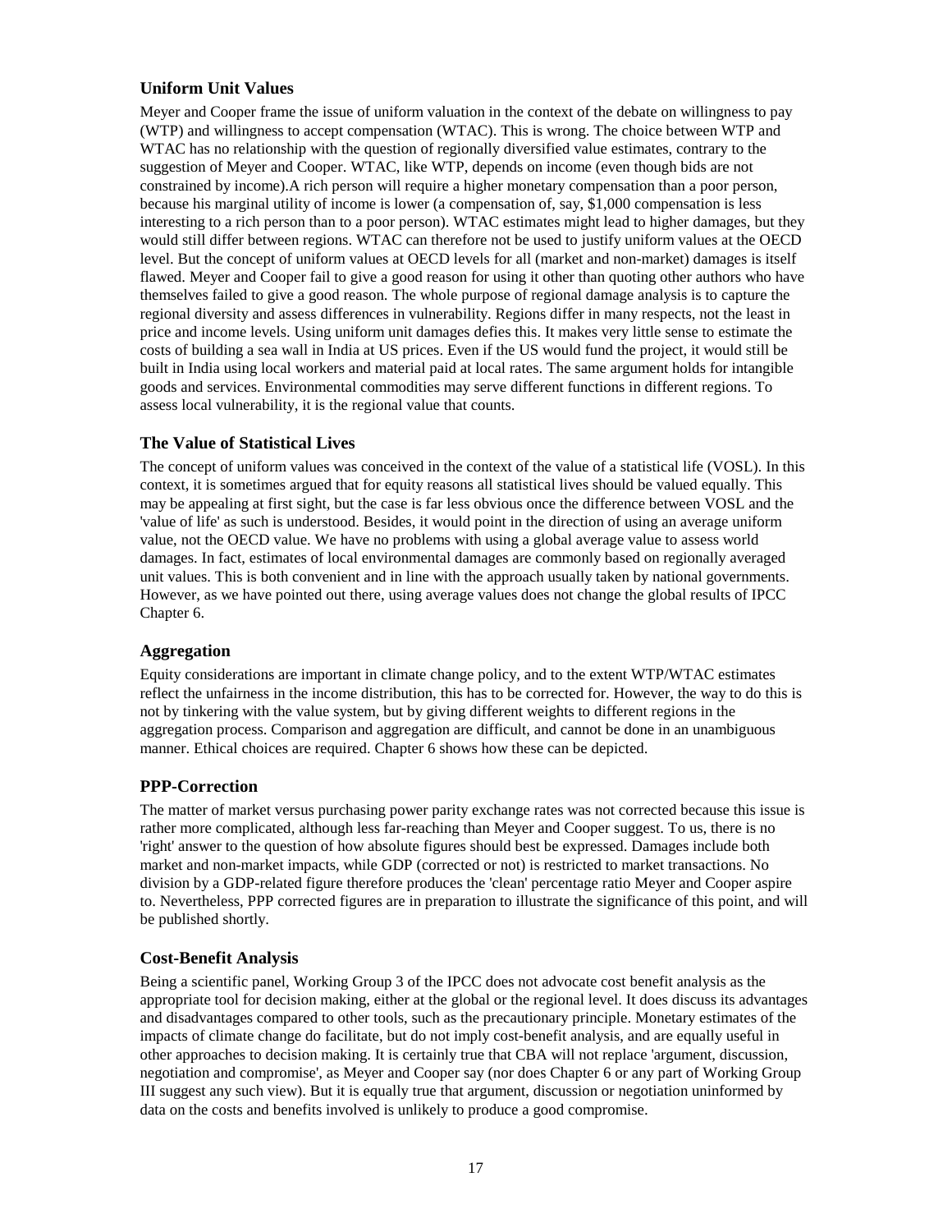### Uniform Unit Values

Meyer and Cooper frame the issue of uniform valuation in the context of the debate on willingness to pay (WTP) and willingness to accept compensation (WTAC). This is wrong. The choice between WTP and WTAC has no relationship with the question of regionally diversified value estimates, contrary to the suggestion of Meyer and Cooper. WTAC, like WTP, depends on income (even though bids are not constrained by income).A rich person will require a higher monetary compensation than a poor person, because his marginal utility of income is lower (a compensation of, say, $1,000 compensation is less interesting to a rich person than to a poor person). WTAC estimates might lead to higher damages, but they would still differ between regions. WTAC can therefore not be used to justify uniform values at the OECD level. But the concept of uniform values at OECD levels for all (market and non-market) damages is itself flawed. Meyer and Cooper fail to give a good reason for using it other than quoting other authors who have themselves failed to give a good reason. The whole purpose of regional damage analysis is to capture the regional diversity and assess differences in vulnerability. Regions differ in many respects, not the least in price and income levels. Using uniform unit damages defies this. It makes very little sense to estimate the costs of building a sea wall in India at US prices. Even if the US would fund the project, it would still be built in India using local workers and material paid at local rates. The same argument holds for intangible goods and services. Environmental commodities may serve different functions in different regions. To assess local vulnerability, it is the regional value that counts.

### The Value of Statistical Lives

The concept of uniform values was conceived in the context of the value of a statistical life (VOSL). In this context, it is sometimes argued that for equity reasons all statistical lives should be valued equally. This may be appealing at first sight, but the case is far less obvious once the difference between VOSL and the 'value of life' as such is understood. Besides, it would point in the direction of using an average uniform value, not the OECD value. We have no problems with using a global average value to assess world damages. In fact, estimates of local environmental damages are commonly based on regionally averaged unit values. This is both convenient and in line with the approach usually taken by national governments. However, as we have pointed out there, using average values does not change the global results of IPCC Chapter 6.

### Aggregation

Equity considerations are important in climate change policy, and to the extent WTP/WTAC estimates reflect the unfairness in the income distribution, this has to be corrected for. However, the way to do this is not by tinkering with the value system, but by giving different weights to different regions in the aggregation process. Comparison and aggregation are difficult, and cannot be done in an unambiguous manner. Ethical choices are required. Chapter 6 shows how these can be depicted.

### PPP-Correction

The matter of market versus purchasing power parity exchange rates was not corrected because this issue is rather more complicated, although less far-reaching than Meyer and Cooper suggest. To us, there is no 'right' answer to the question of how absolute figures should best be expressed. Damages include both market and non-market impacts, while GDP (corrected or not) is restricted to market transactions. No division by a GDP-related figure therefore produces the 'clean' percentage ratio Meyer and Cooper aspire to. Nevertheless, PPP corrected figures are in preparation to illustrate the significance of this point, and will be published shortly.

### Cost-Benefit Analysis

Being a scientific panel, Working Group 3 of the IPCC does not advocate cost benefit analysis as the appropriate tool for decision making, either at the global or the regional level. It does discuss its advantages and disadvantages compared to other tools, such as the precautionary principle. Monetary estimates of the impacts of climate change do facilitate, but do not imply cost-benefit analysis, and are equally useful in other approaches to decision making. It is certainly true that CBA will not replace 'argument, discussion, negotiation and compromise', as Meyer and Cooper say (nor does Chapter 6 or any part of Working Group III suggest any such view). But it is equally true that argument, discussion or negotiation uninformed by data on the costs and benefits involved is unlikely to produce a good compromise.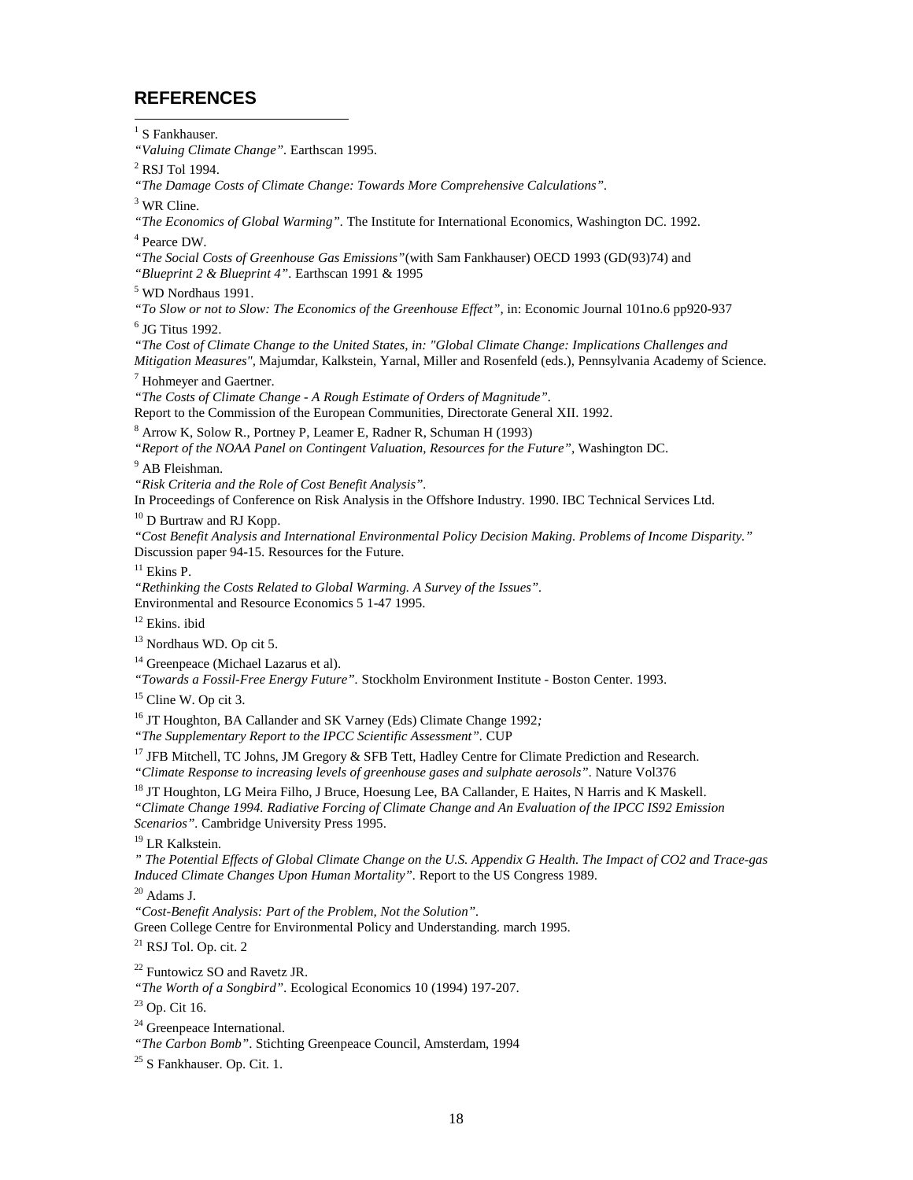## REFERENCES

[1] S Fankhauser.
*"Valuing Climate Change"*. Earthscan 1995.

[2] RSJ Tol 1994.
*"The Damage Costs of Climate Change: Towards More Comprehensive Calculations"*.

[3] WR Cline.
*"The Economics of Global Warming"*. The Institute for International Economics, Washington DC. 1992.

[4] Pearce DW.
*"The Social Costs of Greenhouse Gas Emissions"*(with Sam Fankhauser) OECD 1993 (GD(93)74) and
*"Blueprint 2 & Blueprint 4"*. Earthscan 1991 & 1995

[5] WD Nordhaus 1991.
*"To Slow or not to Slow: The Economics of the Greenhouse Effect"*, in: Economic Journal 101no.6 pp920-937

[6] JG Titus 1992.
*"The Cost of Climate Change to the United States, in: "Global Climate Change: Implications Challenges and Mitigation Measures"*, Majumdar, Kalkstein, Yarnal, Miller and Rosenfeld (eds.), Pennsylvania Academy of Science.

[7] Hohmeyer and Gaertner.
*"The Costs of Climate Change - A Rough Estimate of Orders of Magnitude"*.
Report to the Commission of the European Communities, Directorate General XII. 1992.

[8] Arrow K, Solow R., Portney P, Leamer E, Radner R, Schuman H (1993)
*"Report of the NOAA Panel on Contingent Valuation, Resources for the Future"*, Washington DC.

[9] AB Fleishman.
*"Risk Criteria and the Role of Cost Benefit Analysis"*.
In Proceedings of Conference on Risk Analysis in the Offshore Industry. 1990. IBC Technical Services Ltd.

[10] D Burtraw and RJ Kopp.
*"Cost Benefit Analysis and International Environmental Policy Decision Making. Problems of Income Disparity."*
Discussion paper 94-15. Resources for the Future.

[11] Ekins P.
*"Rethinking the Costs Related to Global Warming. A Survey of the Issues"*.
Environmental and Resource Economics 5 1-47 1995.

[12] Ekins. ibid

[13] Nordhaus WD. Op cit 5.

[14] Greenpeace (Michael Lazarus et al).
*"Towards a Fossil-Free Energy Future"*. Stockholm Environment Institute - Boston Center. 1993.

[15] Cline W. Op cit 3.

[16] JT Houghton, BA Callander and SK Varney (Eds) Climate Change 1992*;*
*"The Supplementary Report to the IPCC Scientific Assessment"*. CUP

[17] JFB Mitchell, TC Johns, JM Gregory & SFB Tett, Hadley Centre for Climate Prediction and Research.
*"Climate Response to increasing levels of greenhouse gases and sulphate aerosols"*. Nature Vol376

[18] JT Houghton, LG Meira Filho, J Bruce, Hoesung Lee, BA Callander, E Haites, N Harris and K Maskell.
*"Climate Change 1994. Radiative Forcing of Climate Change and An Evaluation of the IPCC IS92 Emission Scenarios"*. Cambridge University Press 1995.

[19] LR Kalkstein.
*" The Potential Effects of Global Climate Change on the U.S. Appendix G Health. The Impact of CO2 and Trace-gas Induced Climate Changes Upon Human Mortality"*. Report to the US Congress 1989.

[20] Adams J.
*"Cost-Benefit Analysis: Part of the Problem, Not the Solution"*.
Green College Centre for Environmental Policy and Understanding. march 1995.

[21] RSJ Tol. Op. cit. 2

[22] Funtowicz SO and Ravetz JR.
*"The Worth of a Songbird"*. Ecological Economics 10 (1994) 197-207.

[23] Op. Cit 16.

[24] Greenpeace International.
*"The Carbon Bomb"*. Stichting Greenpeace Council, Amsterdam, 1994

[25] S Fankhauser. Op. Cit. 1.